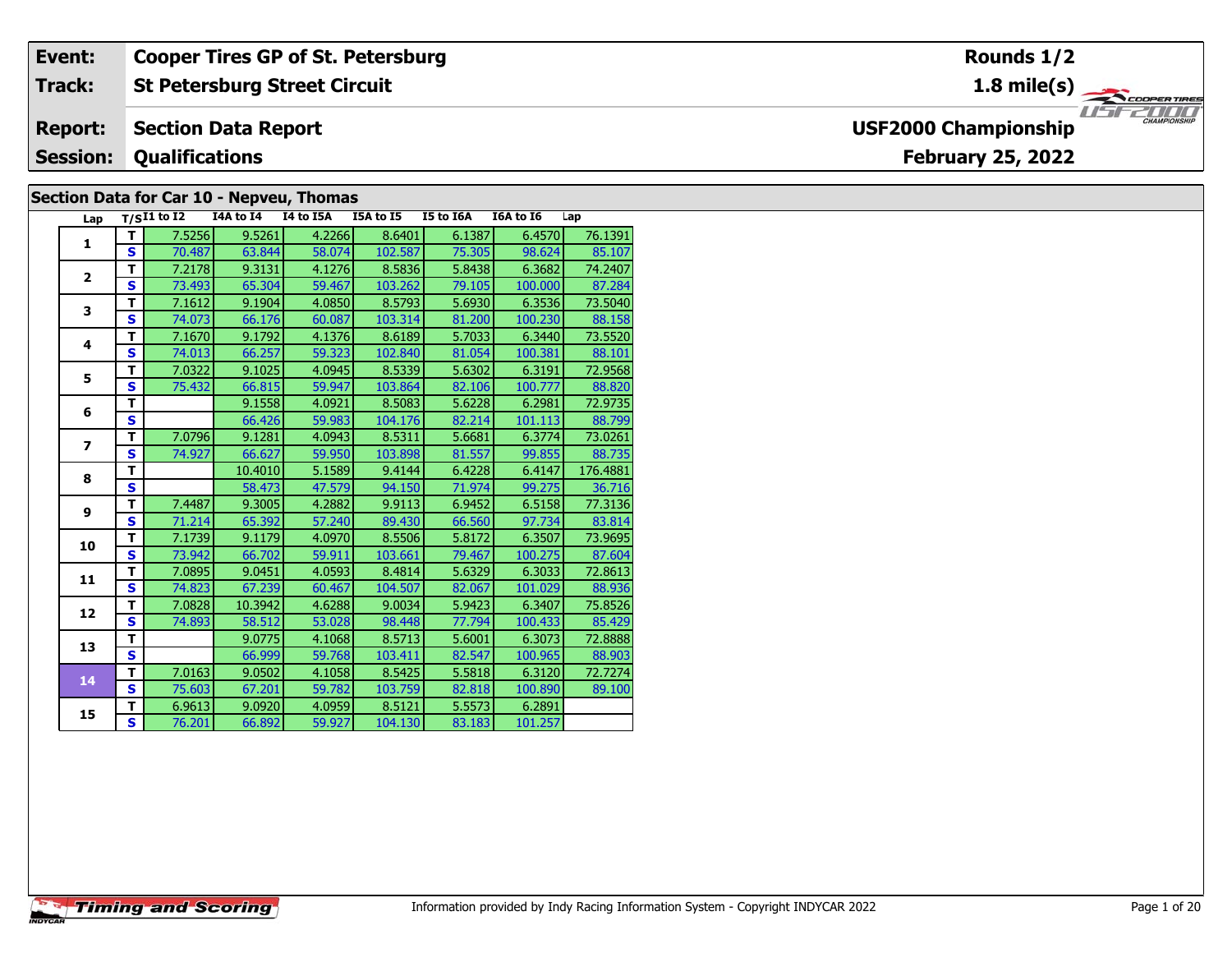| Event: | Cooper Tires GP of St. Petersburg | Rounds 1/2 |
|---|---|---|
| Track: | St Petersburg Street Circuit | 1.8 mile(s) |
| Report: | Section Data Report | USF2000 Championship |
| Session: | Qualifications | February 25, 2022 |

## Section Data for Car 10 - Nepveu, Thomas

| Lap | T/S | I1 to I2 | I4A to I4 | I4 to I5A | I5A to I5 | I5 to I6A | I6A to I6 | Lap |
|---|---|---|---|---|---|---|---|---|
| 1 | T | 7.5256 | 9.5261 | 4.2266 | 8.6401 | 6.1387 | 6.4570 | 76.1391 |
| | S | 70.487 | 63.844 | 58.074 | 102.587 | 75.305 | 98.624 | 85.107 |
| 2 | T | 7.2178 | 9.3131 | 4.1276 | 8.5836 | 5.8438 | 6.3682 | 74.2407 |
| | S | 73.493 | 65.304 | 59.467 | 103.262 | 79.105 | 100.000 | 87.284 |
| 3 | T | 7.1612 | 9.1904 | 4.0850 | 8.5793 | 5.6930 | 6.3536 | 73.5040 |
| | S | 74.073 | 66.176 | 60.087 | 103.314 | 81.200 | 100.230 | 88.158 |
| 4 | T | 7.1670 | 9.1792 | 4.1376 | 8.6189 | 5.7033 | 6.3440 | 73.5520 |
| | S | 74.013 | 66.257 | 59.323 | 102.840 | 81.054 | 100.381 | 88.101 |
| 5 | T | 7.0322 | 9.1025 | 4.0945 | 8.5339 | 5.6302 | 6.3191 | 72.9568 |
| | S | 75.432 | 66.815 | 59.947 | 103.864 | 82.106 | 100.777 | 88.820 |
| 6 | T | | 9.1558 | 4.0921 | 8.5083 | 5.6228 | 6.2981 | 72.9735 |
| | S | | 66.426 | 59.983 | 104.176 | 82.214 | 101.113 | 88.799 |
| 7 | T | 7.0796 | 9.1281 | 4.0943 | 8.5311 | 5.6681 | 6.3774 | 73.0261 |
| | S | 74.927 | 66.627 | 59.950 | 103.898 | 81.557 | 99.855 | 88.735 |
| 8 | T | | 10.4010 | 5.1589 | 9.4144 | 6.4228 | 6.4147 | 176.4881 |
| | S | | 58.473 | 47.579 | 94.150 | 71.974 | 99.275 | 36.716 |
| 9 | T | 7.4487 | 9.3005 | 4.2882 | 9.9113 | 6.9452 | 6.5158 | 77.3136 |
| | S | 71.214 | 65.392 | 57.240 | 89.430 | 66.560 | 97.734 | 83.814 |
| 10 | T | 7.1739 | 9.1179 | 4.0970 | 8.5506 | 5.8172 | 6.3507 | 73.9695 |
| | S | 73.942 | 66.702 | 59.911 | 103.661 | 79.467 | 100.275 | 87.604 |
| 11 | T | 7.0895 | 9.0451 | 4.0593 | 8.4814 | 5.6329 | 6.3033 | 72.8613 |
| | S | 74.823 | 67.239 | 60.467 | 104.507 | 82.067 | 101.029 | 88.936 |
| 12 | T | 7.0828 | 10.3942 | 4.6288 | 9.0034 | 5.9423 | 6.3407 | 75.8526 |
| | S | 74.893 | 58.512 | 53.028 | 98.448 | 77.794 | 100.433 | 85.429 |
| 13 | T | | 9.0775 | 4.1068 | 8.5713 | 5.6001 | 6.3073 | 72.8888 |
| | S | | 66.999 | 59.768 | 103.411 | 82.547 | 100.965 | 88.903 |
| 14 | T | 7.0163 | 9.0502 | 4.1058 | 8.5425 | 5.5818 | 6.3120 | 72.7274 |
| | S | 75.603 | 67.201 | 59.782 | 103.759 | 82.818 | 100.890 | 89.100 |
| 15 | T | 6.9613 | 9.0920 | 4.0959 | 8.5121 | 5.5573 | 6.2891 | |
| | S | 76.201 | 66.892 | 59.927 | 104.130 | 83.183 | 101.257 | |

Timing and Scoring

Information provided by Indy Racing Information System - Copyright INDYCAR 2022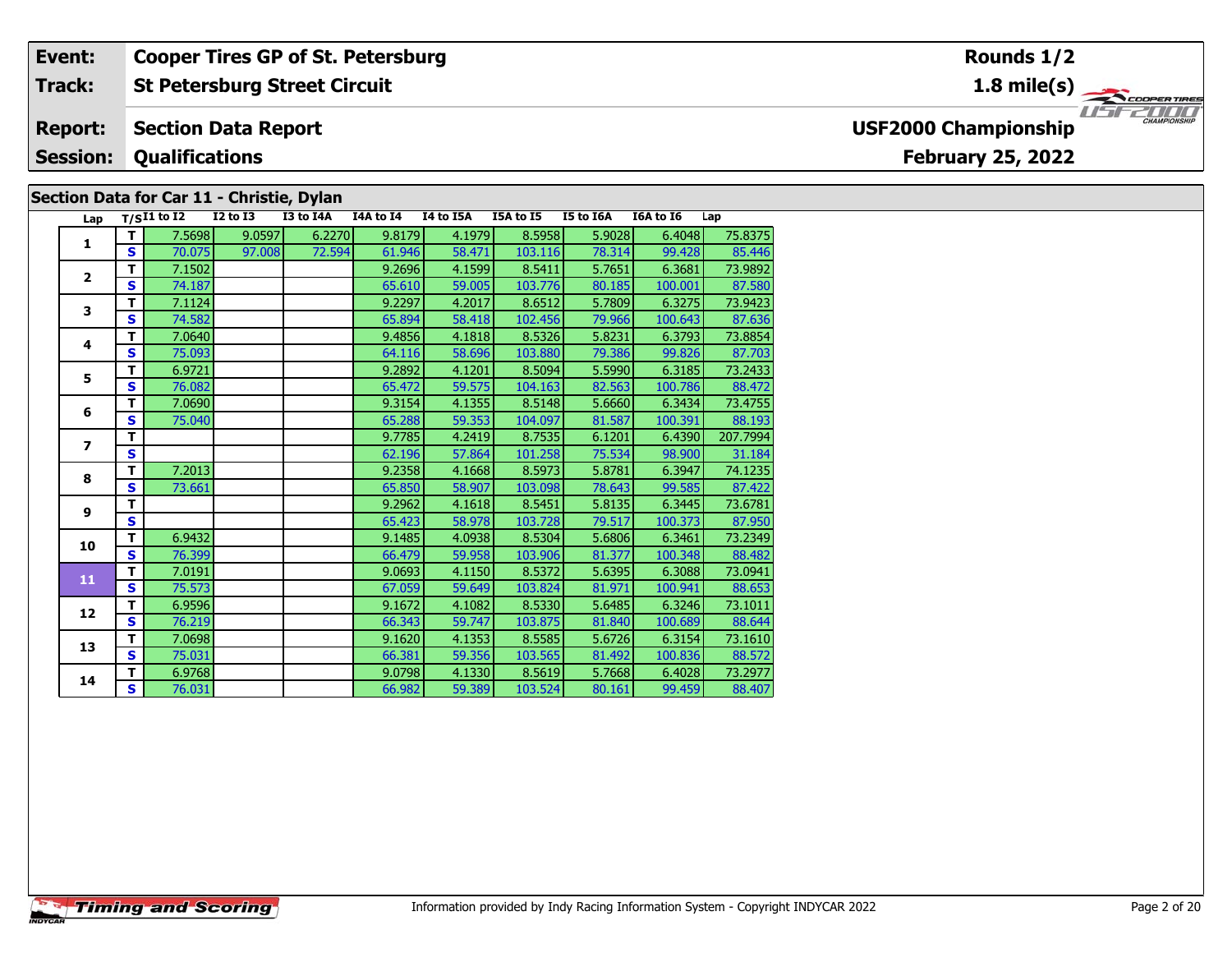| Event: | Cooper Tires GP of St. Petersburg | Rounds 1/2 |
|---|---|---|
| Track: | St Petersburg Street Circuit | 1.8 mile(s) |
| Report: | Section Data Report | USF2000 Championship |
| Session: | Qualifications | February 25, 2022 |

## Section Data for Car 11 - Christie, Dylan

| Lap | T/S | I1 to I2 | I2 to I3 | I3 to I4A | I4A to I4 | I4 to I5A | I5A to I5 | I5 to I6A | I6A to I6 | Lap |
|---|---|---|---|---|---|---|---|---|---|---|
| 1 | T | 7.5698 | 9.0597 | 6.2270 | 9.8179 | 4.1979 | 8.5958 | 5.9028 | 6.4048 | 75.8375 |
| | S | 70.075 | 97.008 | 72.594 | 61.946 | 58.471 | 103.116 | 78.314 | 99.428 | 85.446 |
| 2 | T | 7.1502 | | | 9.2696 | 4.1599 | 8.5411 | 5.7651 | 6.3681 | 73.9892 |
| | S | 74.187 | | | 65.610 | 59.005 | 103.776 | 80.185 | 100.001 | 87.580 |
| 3 | T | 7.1124 | | | 9.2297 | 4.2017 | 8.6512 | 5.7809 | 6.3275 | 73.9423 |
| | S | 74.582 | | | 65.894 | 58.418 | 102.456 | 79.966 | 100.643 | 87.636 |
| 4 | T | 7.0640 | | | 9.4856 | 4.1818 | 8.5326 | 5.8231 | 6.3793 | 73.8854 |
| | S | 75.093 | | | 64.116 | 58.696 | 103.880 | 79.386 | 99.826 | 87.703 |
| 5 | T | 6.9721 | | | 9.2892 | 4.1201 | 8.5094 | 5.5990 | 6.3185 | 73.2433 |
| | S | 76.082 | | | 65.472 | 59.575 | 104.163 | 82.563 | 100.786 | 88.472 |
| 6 | T | 7.0690 | | | 9.3154 | 4.1355 | 8.5148 | 5.6660 | 6.3434 | 73.4755 |
| | S | 75.040 | | | 65.288 | 59.353 | 104.097 | 81.587 | 100.391 | 88.193 |
| 7 | T | | | | 9.7785 | 4.2419 | 8.7535 | 6.1201 | 6.4390 | 207.7994 |
| | S | | | | 62.196 | 57.864 | 101.258 | 75.534 | 98.900 | 31.184 |
| 8 | T | 7.2013 | | | 9.2358 | 4.1668 | 8.5973 | 5.8781 | 6.3947 | 74.1235 |
| | S | 73.661 | | | 65.850 | 58.907 | 103.098 | 78.643 | 99.585 | 87.422 |
| 9 | T | | | | 9.2962 | 4.1618 | 8.5451 | 5.8135 | 6.3445 | 73.6781 |
| | S | | | | 65.423 | 58.978 | 103.728 | 79.517 | 100.373 | 87.950 |
| 10 | T | 6.9432 | | | 9.1485 | 4.0938 | 8.5304 | 5.6806 | 6.3461 | 73.2349 |
| | S | 76.399 | | | 66.479 | 59.958 | 103.906 | 81.377 | 100.348 | 88.482 |
| 11 | T | 7.0191 | | | 9.0693 | 4.1150 | 8.5372 | 5.6395 | 6.3088 | 73.0941 |
| | S | 75.573 | | | 67.059 | 59.649 | 103.824 | 81.971 | 100.941 | 88.653 |
| 12 | T | 6.9596 | | | 9.1672 | 4.1082 | 8.5330 | 5.6485 | 6.3246 | 73.1011 |
| | S | 76.219 | | | 66.343 | 59.747 | 103.875 | 81.840 | 100.689 | 88.644 |
| 13 | T | 7.0698 | | | 9.1620 | 4.1353 | 8.5585 | 5.6726 | 6.3154 | 73.1610 |
| | S | 75.031 | | | 66.381 | 59.356 | 103.565 | 81.492 | 100.836 | 88.572 |
| 14 | T | 6.9768 | | | 9.0798 | 4.1330 | 8.5619 | 5.7668 | 6.4028 | 73.2977 |
| | S | 76.031 | | | 66.982 | 59.389 | 103.524 | 80.161 | 99.459 | 88.407 |

Information provided by Indy Racing Information System - Copyright INDYCAR 2022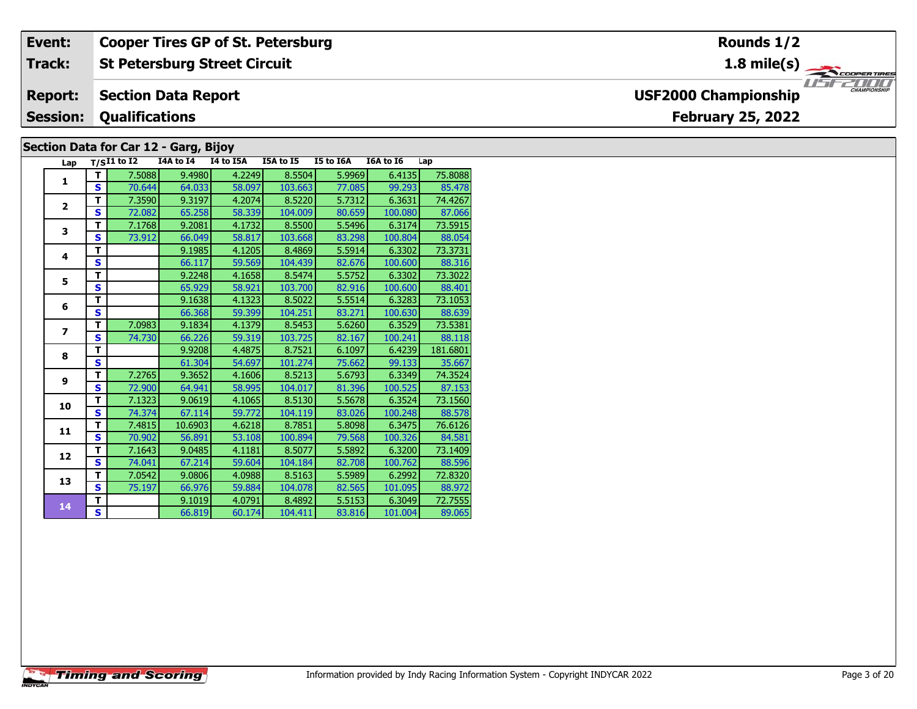| Event: | Cooper Tires GP of St. Petersburg | Rounds 1/2 |
|---|---|---|
| Track: | St Petersburg Street Circuit | 1.8 mile(s) |
| Report: | Section Data Report | USF2000 Championship |
| Session: | Qualifications | February 25, 2022 |

## Section Data for Car 12 - Garg, Bijoy

| Lap | T/S | I1 to I2 | I4A to I4 | I4 to I5A | I5A to I5 | I5 to I6A | I6A to I6 | Lap |
|---|---|---|---|---|---|---|---|---|
| 1 | T | 7.5088 | 9.4980 | 4.2249 | 8.5504 | 5.9969 | 6.4135 | 75.8088 |
| | S | 70.644 | 64.033 | 58.097 | 103.663 | 77.085 | 99.293 | 85.478 |
| 2 | T | 7.3590 | 9.3197 | 4.2074 | 8.5220 | 5.7312 | 6.3631 | 74.4267 |
| | S | 72.082 | 65.258 | 58.339 | 104.009 | 80.659 | 100.080 | 87.066 |
| 3 | T | 7.1768 | 9.2081 | 4.1732 | 8.5500 | 5.5496 | 6.3174 | 73.5915 |
| | S | 73.912 | 66.049 | 58.817 | 103.668 | 83.298 | 100.804 | 88.054 |
| 4 | T | | 9.1985 | 4.1205 | 8.4869 | 5.5914 | 6.3302 | 73.3731 |
| | S | | 66.117 | 59.569 | 104.439 | 82.676 | 100.600 | 88.316 |
| 5 | T | | 9.2248 | 4.1658 | 8.5474 | 5.5752 | 6.3302 | 73.3022 |
| | S | | 65.929 | 58.921 | 103.700 | 82.916 | 100.600 | 88.401 |
| 6 | T | | 9.1638 | 4.1323 | 8.5022 | 5.5514 | 6.3283 | 73.1053 |
| | S | | 66.368 | 59.399 | 104.251 | 83.271 | 100.630 | 88.639 |
| 7 | T | 7.0983 | 9.1834 | 4.1379 | 8.5453 | 5.6260 | 6.3529 | 73.5381 |
| | S | 74.730 | 66.226 | 59.319 | 103.725 | 82.167 | 100.241 | 88.118 |
| 8 | T | | 9.9208 | 4.4875 | 8.7521 | 6.1097 | 6.4239 | 181.6801 |
| | S | | 61.304 | 54.697 | 101.274 | 75.662 | 99.133 | 35.667 |
| 9 | T | 7.2765 | 9.3652 | 4.1606 | 8.5213 | 5.6793 | 6.3349 | 74.3524 |
| | S | 72.900 | 64.941 | 58.995 | 104.017 | 81.396 | 100.525 | 87.153 |
| 10 | T | 7.1323 | 9.0619 | 4.1065 | 8.5130 | 5.5678 | 6.3524 | 73.1560 |
| | S | 74.374 | 67.114 | 59.772 | 104.119 | 83.026 | 100.248 | 88.578 |
| 11 | T | 7.4815 | 10.6903 | 4.6218 | 8.7851 | 5.8098 | 6.3475 | 76.6126 |
| | S | 70.902 | 56.891 | 53.108 | 100.894 | 79.568 | 100.326 | 84.581 |
| 12 | T | 7.1643 | 9.0485 | 4.1181 | 8.5077 | 5.5892 | 6.3200 | 73.1409 |
| | S | 74.041 | 67.214 | 59.604 | 104.184 | 82.708 | 100.762 | 88.596 |
| 13 | T | 7.0542 | 9.0806 | 4.0988 | 8.5163 | 5.5989 | 6.2992 | 72.8320 |
| | S | 75.197 | 66.976 | 59.884 | 104.078 | 82.565 | 101.095 | 88.972 |
| 14 | T | | 9.1019 | 4.0791 | 8.4892 | 5.5153 | 6.3049 | 72.7555 |
| | S | | 66.819 | 60.174 | 104.411 | 83.816 | 101.004 | 89.065 |

Information provided by Indy Racing Information System - Copyright INDYCAR 2022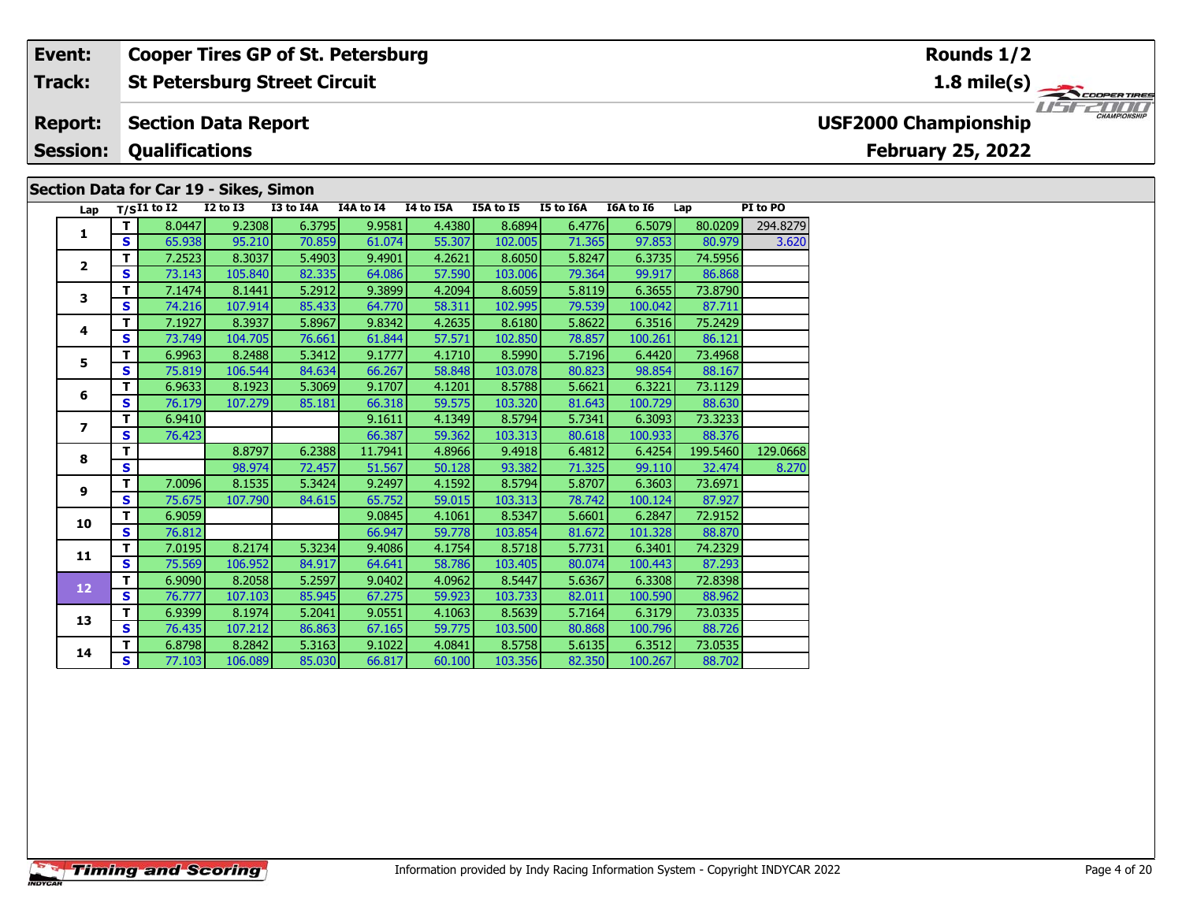| Event: | Cooper Tires GP of St. Petersburg | Rounds 1/2 |
|---|---|---|
| Track: | St Petersburg Street Circuit | 1.8 mile(s) |
| Report: | Section Data Report | USF2000 Championship |
| Session: | Qualifications | February 25, 2022 |

## Section Data for Car 19 - Sikes, Simon

| Lap | T/S | I1 to I2 | I2 to I3 | I3 to I4A | I4A to I4 | I4 to I5A | I5A to I5 | I5 to I6A | I6A to I6 | Lap | PI to PO |
|---|---|---|---|---|---|---|---|---|---|---|---|
| 1 | T | 8.0447 | 9.2308 | 6.3795 | 9.9581 | 4.4380 | 8.6894 | 6.4776 | 6.5079 | 80.0209 | 294.8279 |
| | S | 65.938 | 95.210 | 70.859 | 61.074 | 55.307 | 102.005 | 71.365 | 97.853 | 80.979 | 3.620 |
| 2 | T | 7.2523 | 8.3037 | 5.4903 | 9.4901 | 4.2621 | 8.6050 | 5.8247 | 6.3735 | 74.5956 | |
| | S | 73.143 | 105.840 | 82.335 | 64.086 | 57.590 | 103.006 | 79.364 | 99.917 | 86.868 | |
| 3 | T | 7.1474 | 8.1441 | 5.2912 | 9.3899 | 4.2094 | 8.6059 | 5.8119 | 6.3655 | 73.8790 | |
| | S | 74.216 | 107.914 | 85.433 | 64.770 | 58.311 | 102.995 | 79.539 | 100.042 | 87.711 | |
| 4 | T | 7.1927 | 8.3937 | 5.8967 | 9.8342 | 4.2635 | 8.6180 | 5.8622 | 6.3516 | 75.2429 | |
| | S | 73.749 | 104.705 | 76.661 | 61.844 | 57.571 | 102.850 | 78.857 | 100.261 | 86.121 | |
| 5 | T | 6.9963 | 8.2488 | 5.3412 | 9.1777 | 4.1710 | 8.5990 | 5.7196 | 6.4420 | 73.4968 | |
| | S | 75.819 | 106.544 | 84.634 | 66.267 | 58.848 | 103.078 | 80.823 | 98.854 | 88.167 | |
| 6 | T | 6.9633 | 8.1923 | 5.3069 | 9.1707 | 4.1201 | 8.5788 | 5.6621 | 6.3221 | 73.1129 | |
| | S | 76.179 | 107.279 | 85.181 | 66.318 | 59.575 | 103.320 | 81.643 | 100.729 | 88.630 | |
| 7 | T | 6.9410 | | | 9.1611 | 4.1349 | 8.5794 | 5.7341 | 6.3093 | 73.3233 | |
| | S | 76.423 | | | 66.387 | 59.362 | 103.313 | 80.618 | 100.933 | 88.376 | |
| 8 | T | | 8.8797 | 6.2388 | 11.7941 | 4.8966 | 9.4918 | 6.4812 | 6.4254 | 199.5460 | 129.0668 |
| | S | | 98.974 | 72.457 | 51.567 | 50.128 | 93.382 | 71.325 | 99.110 | 32.474 | 8.270 |
| 9 | T | 7.0096 | 8.1535 | 5.3424 | 9.2497 | 4.1592 | 8.5794 | 5.8707 | 6.3603 | 73.6971 | |
| | S | 75.675 | 107.790 | 84.615 | 65.752 | 59.015 | 103.313 | 78.742 | 100.124 | 87.927 | |
| 10 | T | 6.9059 | | | 9.0845 | 4.1061 | 8.5347 | 5.6601 | 6.2847 | 72.9152 | |
| | S | 76.812 | | | 66.947 | 59.778 | 103.854 | 81.672 | 101.328 | 88.870 | |
| 11 | T | 7.0195 | 8.2174 | 5.3234 | 9.4086 | 4.1754 | 8.5718 | 5.7731 | 6.3401 | 74.2329 | |
| | S | 75.569 | 106.952 | 84.917 | 64.641 | 58.786 | 103.405 | 80.074 | 100.443 | 87.293 | |
| 12 | T | 6.9090 | 8.2058 | 5.2597 | 9.0402 | 4.0962 | 8.5447 | 5.6367 | 6.3308 | 72.8398 | |
| | S | 76.777 | 107.103 | 85.945 | 67.275 | 59.923 | 103.733 | 82.011 | 100.590 | 88.962 | |
| 13 | T | 6.9399 | 8.1974 | 5.2041 | 9.0551 | 4.1063 | 8.5639 | 5.7164 | 6.3179 | 73.0335 | |
| | S | 76.435 | 107.212 | 86.863 | 67.165 | 59.775 | 103.500 | 80.868 | 100.796 | 88.726 | |
| 14 | T | 6.8798 | 8.2842 | 5.3163 | 9.1022 | 4.0841 | 8.5758 | 5.6135 | 6.3512 | 73.0535 | |
| | S | 77.103 | 106.089 | 85.030 | 66.817 | 60.100 | 103.356 | 82.350 | 100.267 | 88.702 | |

Information provided by Indy Racing Information System - Copyright INDYCAR 2022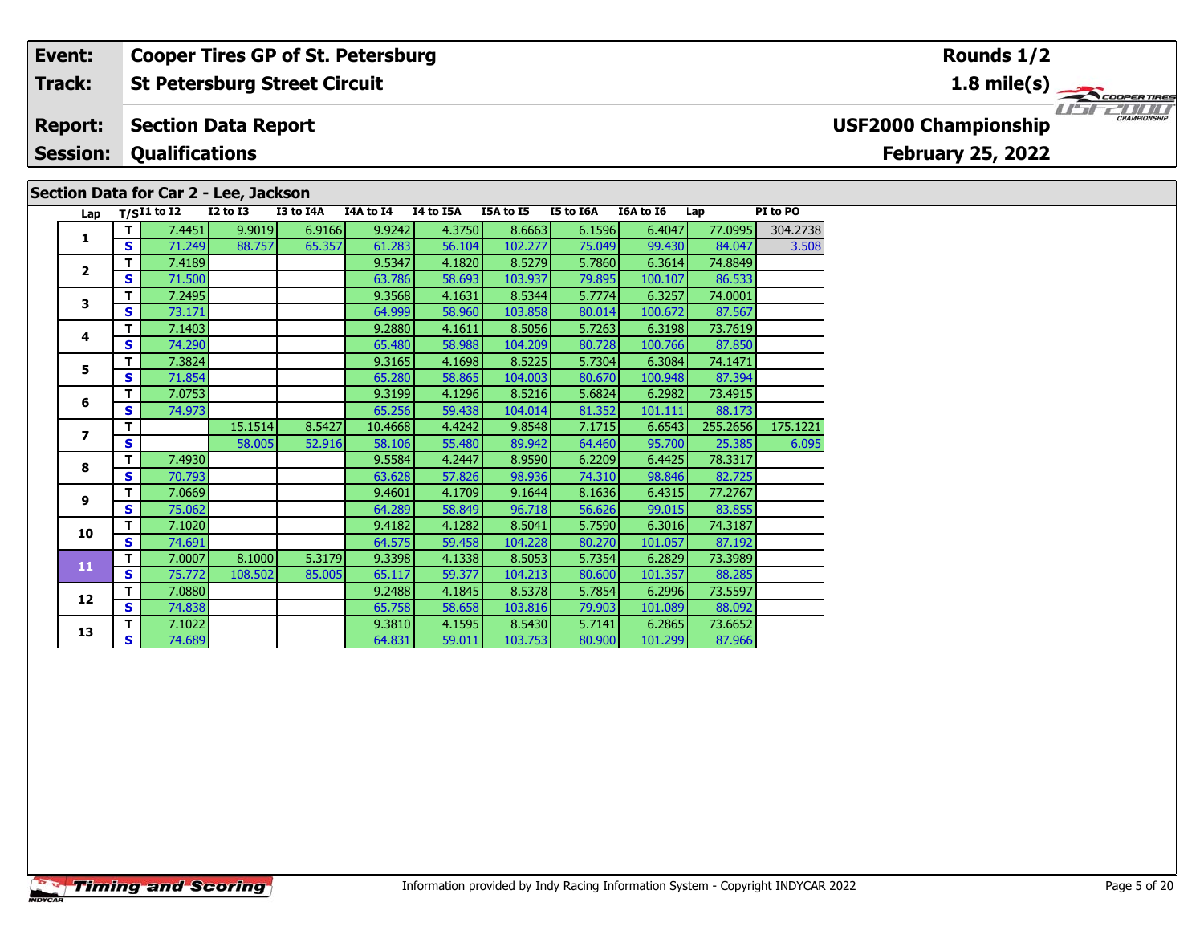| Event: | Cooper Tires GP of St. Petersburg | Rounds 1/2 |
|---|---|---|
| Track: | St Petersburg Street Circuit | 1.8 mile(s) |
| Report: | Section Data Report | USF2000 Championship |
| Session: | Qualifications | February 25, 2022 |

## Section Data for Car 2 - Lee, Jackson

| Lap | T/S | I1 to I2 | I2 to I3 | I3 to I4A | I4A to I4 | I4 to I5A | I5A to I5 | I5 to I6A | I6A to I6 | Lap | PI to PO |
|---|---|---|---|---|---|---|---|---|---|---|---|
| 1 | T | 7.4451 | 9.9019 | 6.9166 | 9.9242 | 4.3750 | 8.6663 | 6.1596 | 6.4047 | 77.0995 | 304.2738 |
| | S | 71.249 | 88.757 | 65.357 | 61.283 | 56.104 | 102.277 | 75.049 | 99.430 | 84.047 | 3.508 |
| 2 | T | 7.4189 | | | 9.5347 | 4.1820 | 8.5279 | 5.7860 | 6.3614 | 74.8849 | |
| | S | 71.500 | | | 63.786 | 58.693 | 103.937 | 79.895 | 100.107 | 86.533 | |
| 3 | T | 7.2495 | | | 9.3568 | 4.1631 | 8.5344 | 5.7774 | 6.3257 | 74.0001 | |
| | S | 73.171 | | | 64.999 | 58.960 | 103.858 | 80.014 | 100.672 | 87.567 | |
| 4 | T | 7.1403 | | | 9.2880 | 4.1611 | 8.5056 | 5.7263 | 6.3198 | 73.7619 | |
| | S | 74.290 | | | 65.480 | 58.988 | 104.209 | 80.728 | 100.766 | 87.850 | |
| 5 | T | 7.3824 | | | 9.3165 | 4.1698 | 8.5225 | 5.7304 | 6.3084 | 74.1471 | |
| | S | 71.854 | | | 65.280 | 58.865 | 104.003 | 80.670 | 100.948 | 87.394 | |
| 6 | T | 7.0753 | | | 9.3199 | 4.1296 | 8.5216 | 5.6824 | 6.2982 | 73.4915 | |
| | S | 74.973 | | | 65.256 | 59.438 | 104.014 | 81.352 | 101.111 | 88.173 | |
| 7 | T | | 15.1514 | 8.5427 | 10.4668 | 4.4242 | 9.8548 | 7.1715 | 6.6543 | 255.2656 | 175.1221 |
| | S | | 58.005 | 52.916 | 58.106 | 55.480 | 89.942 | 64.460 | 95.700 | 25.385 | 6.095 |
| 8 | T | 7.4930 | | | 9.5584 | 4.2447 | 8.9590 | 6.2209 | 6.4425 | 78.3317 | |
| | S | 70.793 | | | 63.628 | 57.826 | 98.936 | 74.310 | 98.846 | 82.725 | |
| 9 | T | 7.0669 | | | 9.4601 | 4.1709 | 9.1644 | 8.1636 | 6.4315 | 77.2767 | |
| | S | 75.062 | | | 64.289 | 58.849 | 96.718 | 56.626 | 99.015 | 83.855 | |
| 10 | T | 7.1020 | | | 9.4182 | 4.1282 | 8.5041 | 5.7590 | 6.3016 | 74.3187 | |
| | S | 74.691 | | | 64.575 | 59.458 | 104.228 | 80.270 | 101.057 | 87.192 | |
| 11 | T | 7.0007 | 8.1000 | 5.3179 | 9.3398 | 4.1338 | 8.5053 | 5.7354 | 6.2829 | 73.3989 | |
| | S | 75.772 | 108.502 | 85.005 | 65.117 | 59.377 | 104.213 | 80.600 | 101.357 | 88.285 | |
| 12 | T | 7.0880 | | | 9.2488 | 4.1845 | 8.5378 | 5.7854 | 6.2996 | 73.5597 | |
| | S | 74.838 | | | 65.758 | 58.658 | 103.816 | 79.903 | 101.089 | 88.092 | |
| 13 | T | 7.1022 | | | 9.3810 | 4.1595 | 8.5430 | 5.7141 | 6.2865 | 73.6652 | |
| | S | 74.689 | | | 64.831 | 59.011 | 103.753 | 80.900 | 101.299 | 87.966 | |

Information provided by Indy Racing Information System - Copyright INDYCAR 2022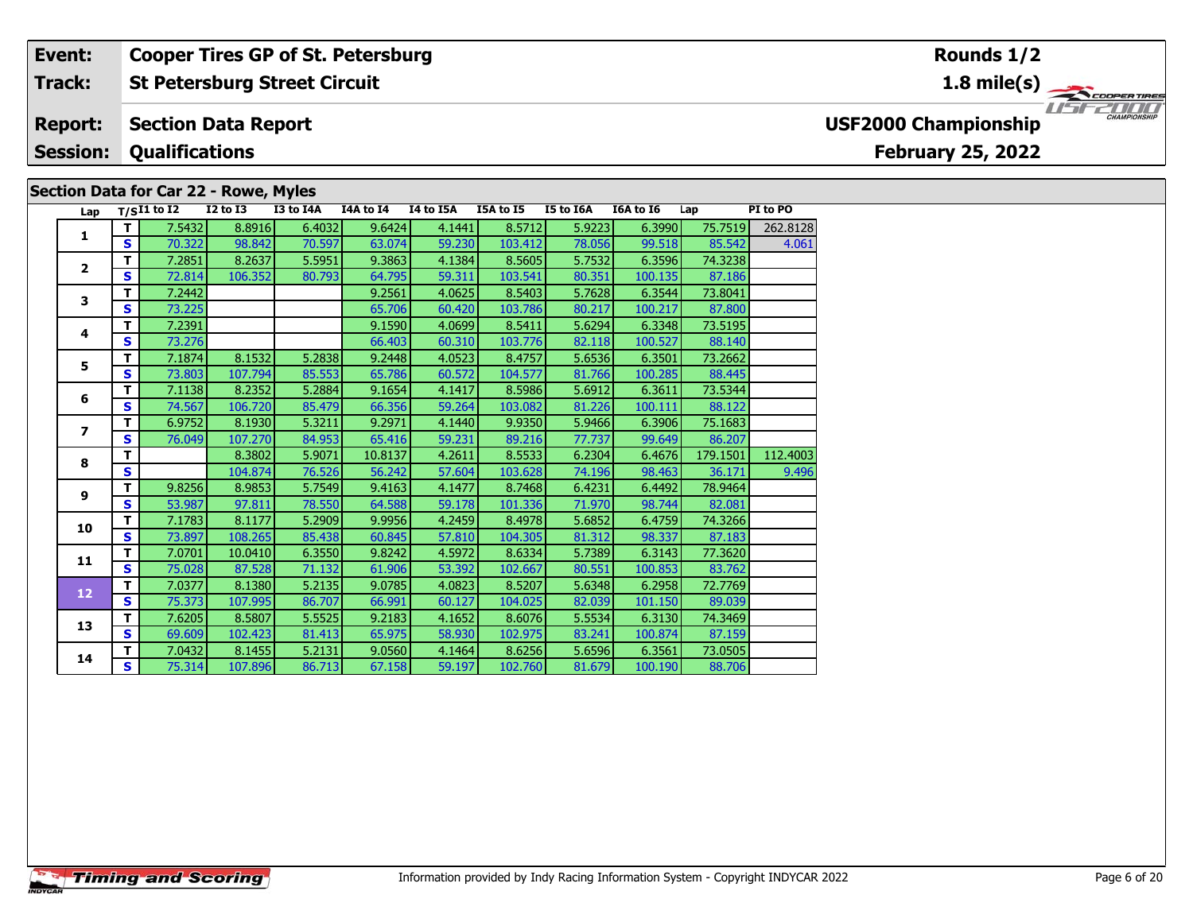| Event: | Cooper Tires GP of St. Petersburg | Rounds 1/2 |
|---|---|---|
| Track: | St Petersburg Street Circuit | 1.8 mile(s) |
| Report: | Section Data Report | USF2000 Championship |
| Session: | Qualifications | February 25, 2022 |

## Section Data for Car 22 - Rowe, Myles

| Lap | T/S | I1 to I2 | I2 to I3 | I3 to I4A | I4A to I4 | I4 to I5A | I5A to I5 | I5 to I6A | I6A to I6 | Lap | PI to PO |
|---|---|---|---|---|---|---|---|---|---|---|---|
| 1 | T | 7.5432 | 8.8916 | 6.4032 | 9.6424 | 4.1441 | 8.5712 | 5.9223 | 6.3990 | 75.7519 | 262.8128 |
| | S | 70.322 | 98.842 | 70.597 | 63.074 | 59.230 | 103.412 | 78.056 | 99.518 | 85.542 | 4.061 |
| 2 | T | 7.2851 | 8.2637 | 5.5951 | 9.3863 | 4.1384 | 8.5605 | 5.7532 | 6.3596 | 74.3238 | |
| | S | 72.814 | 106.352 | 80.793 | 64.795 | 59.311 | 103.541 | 80.351 | 100.135 | 87.186 | |
| 3 | T | 7.2442 | | | 9.2561 | 4.0625 | 8.5403 | 5.7628 | 6.3544 | 73.8041 | |
| | S | 73.225 | | | 65.706 | 60.420 | 103.786 | 80.217 | 100.217 | 87.800 | |
| 4 | T | 7.2391 | | | 9.1590 | 4.0699 | 8.5411 | 5.6294 | 6.3348 | 73.5195 | |
| | S | 73.276 | | | 66.403 | 60.310 | 103.776 | 82.118 | 100.527 | 88.140 | |
| 5 | T | 7.1874 | 8.1532 | 5.2838 | 9.2448 | 4.0523 | 8.4757 | 5.6536 | 6.3501 | 73.2662 | |
| | S | 73.803 | 107.794 | 85.553 | 65.786 | 60.572 | 104.577 | 81.766 | 100.285 | 88.445 | |
| 6 | T | 7.1138 | 8.2352 | 5.2884 | 9.1654 | 4.1417 | 8.5986 | 5.6912 | 6.3611 | 73.5344 | |
| | S | 74.567 | 106.720 | 85.479 | 66.356 | 59.264 | 103.082 | 81.226 | 100.111 | 88.122 | |
| 7 | T | 6.9752 | 8.1930 | 5.3211 | 9.2971 | 4.1440 | 9.9350 | 5.9466 | 6.3906 | 75.1683 | |
| | S | 76.049 | 107.270 | 84.953 | 65.416 | 59.231 | 89.216 | 77.737 | 99.649 | 86.207 | |
| 8 | T | | 8.3802 | 5.9071 | 10.8137 | 4.2611 | 8.5533 | 6.2304 | 6.4676 | 179.1501 | 112.4003 |
| | S | | 104.874 | 76.526 | 56.242 | 57.604 | 103.628 | 74.196 | 98.463 | 36.171 | 9.496 |
| 9 | T | 9.8256 | 8.9853 | 5.7549 | 9.4163 | 4.1477 | 8.7468 | 6.4231 | 6.4492 | 78.9464 | |
| | S | 53.987 | 97.811 | 78.550 | 64.588 | 59.178 | 101.336 | 71.970 | 98.744 | 82.081 | |
| 10 | T | 7.1783 | 8.1177 | 5.2909 | 9.9956 | 4.2459 | 8.4978 | 5.6852 | 6.4759 | 74.3266 | |
| | S | 73.897 | 108.265 | 85.438 | 60.845 | 57.810 | 104.305 | 81.312 | 98.337 | 87.183 | |
| 11 | T | 7.0701 | 10.0410 | 6.3550 | 9.8242 | 4.5972 | 8.6334 | 5.7389 | 6.3143 | 77.3620 | |
| | S | 75.028 | 87.528 | 71.132 | 61.906 | 53.392 | 102.667 | 80.551 | 100.853 | 83.762 | |
| 12 | T | 7.0377 | 8.1380 | 5.2135 | 9.0785 | 4.0823 | 8.5207 | 5.6348 | 6.2958 | 72.7769 | |
| | S | 75.373 | 107.995 | 86.707 | 66.991 | 60.127 | 104.025 | 82.039 | 101.150 | 89.039 | |
| 13 | T | 7.6205 | 8.5807 | 5.5525 | 9.2183 | 4.1652 | 8.6076 | 5.5534 | 6.3130 | 74.3469 | |
| | S | 69.609 | 102.423 | 81.413 | 65.975 | 58.930 | 102.975 | 83.241 | 100.874 | 87.159 | |
| 14 | T | 7.0432 | 8.1455 | 5.2131 | 9.0560 | 4.1464 | 8.6256 | 5.6596 | 6.3561 | 73.0505 | |
| | S | 75.314 | 107.896 | 86.713 | 67.158 | 59.197 | 102.760 | 81.679 | 100.190 | 88.706 | |

Information provided by Indy Racing Information System - Copyright INDYCAR 2022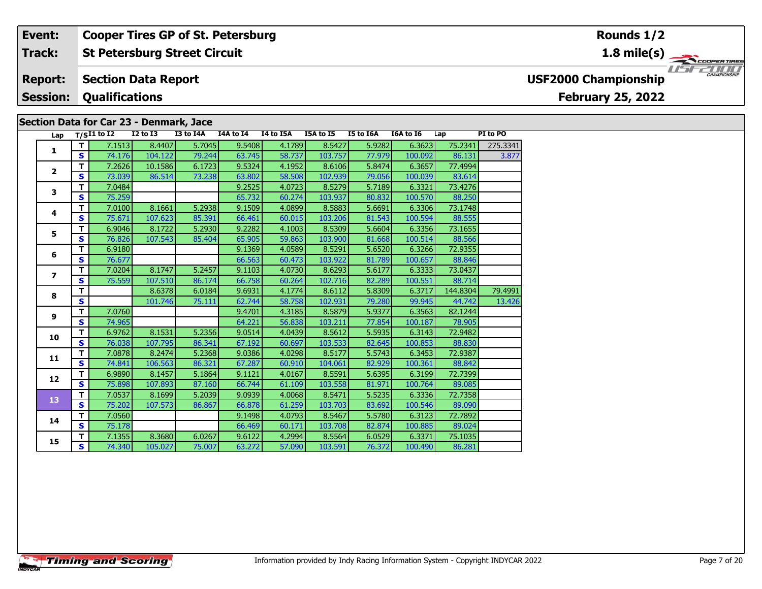| Event: | Cooper Tires GP of St. Petersburg | Rounds 1/2 |
|---|---|---|
| Track: | St Petersburg Street Circuit | 1.8 mile(s) |
| Report: | Section Data Report | USF2000 Championship |
| Session: | Qualifications | February 25, 2022 |

## Section Data for Car 23 - Denmark, Jace

| Lap | T/S | I1 to I2 | I2 to I3 | I3 to I4A | I4A to I4 | I4 to I5A | I5A to I5 | I5 to I6A | I6A to I6 | Lap | PI to PO |
|---|---|---|---|---|---|---|---|---|---|---|---|
| 1 | T | 7.1513 | 8.4407 | 5.7045 | 9.5408 | 4.1789 | 8.5427 | 5.9282 | 6.3623 | 75.2341 | 275.3341 |
| | S | 74.176 | 104.122 | 79.244 | 63.745 | 58.737 | 103.757 | 77.979 | 100.092 | 86.131 | 3.877 |
| 2 | T | 7.2626 | 10.1586 | 6.1723 | 9.5324 | 4.1952 | 8.6106 | 5.8474 | 6.3657 | 77.4994 | |
| | S | 73.039 | 86.514 | 73.238 | 63.802 | 58.508 | 102.939 | 79.056 | 100.039 | 83.614 | |
| 3 | T | 7.0484 | | | 9.2525 | 4.0723 | 8.5279 | 5.7189 | 6.3321 | 73.4276 | |
| | S | 75.259 | | | 65.732 | 60.274 | 103.937 | 80.832 | 100.570 | 88.250 | |
| 4 | T | 7.0100 | 8.1661 | 5.2938 | 9.1509 | 4.0899 | 8.5883 | 5.6691 | 6.3306 | 73.1748 | |
| | S | 75.671 | 107.623 | 85.391 | 66.461 | 60.015 | 103.206 | 81.543 | 100.594 | 88.555 | |
| 5 | T | 6.9046 | 8.1722 | 5.2930 | 9.2282 | 4.1003 | 8.5309 | 5.6604 | 6.3356 | 73.1655 | |
| | S | 76.826 | 107.543 | 85.404 | 65.905 | 59.863 | 103.900 | 81.668 | 100.514 | 88.566 | |
| 6 | T | 6.9180 | | | 9.1369 | 4.0589 | 8.5291 | 5.6520 | 6.3266 | 72.9355 | |
| | S | 76.677 | | | 66.563 | 60.473 | 103.922 | 81.789 | 100.657 | 88.846 | |
| 7 | T | 7.0204 | 8.1747 | 5.2457 | 9.1103 | 4.0730 | 8.6293 | 5.6177 | 6.3333 | 73.0437 | |
| | S | 75.559 | 107.510 | 86.174 | 66.758 | 60.264 | 102.716 | 82.289 | 100.551 | 88.714 | |
| 8 | T | | 8.6378 | 6.0184 | 9.6931 | 4.1774 | 8.6112 | 5.8309 | 6.3717 | 144.8304 | 79.4991 |
| | S | | 101.746 | 75.111 | 62.744 | 58.758 | 102.931 | 79.280 | 99.945 | 44.742 | 13.426 |
| 9 | T | 7.0760 | | | 9.4701 | 4.3185 | 8.5879 | 5.9377 | 6.3563 | 82.1244 | |
| | S | 74.965 | | | 64.221 | 56.838 | 103.211 | 77.854 | 100.187 | 78.905 | |
| 10 | T | 6.9762 | 8.1531 | 5.2356 | 9.0514 | 4.0439 | 8.5612 | 5.5935 | 6.3143 | 72.9482 | |
| | S | 76.038 | 107.795 | 86.341 | 67.192 | 60.697 | 103.533 | 82.645 | 100.853 | 88.830 | |
| 11 | T | 7.0878 | 8.2474 | 5.2368 | 9.0386 | 4.0298 | 8.5177 | 5.5743 | 6.3453 | 72.9387 | |
| | S | 74.841 | 106.563 | 86.321 | 67.287 | 60.910 | 104.061 | 82.929 | 100.361 | 88.842 | |
| 12 | T | 6.9890 | 8.1457 | 5.1864 | 9.1121 | 4.0167 | 8.5591 | 5.6395 | 6.3199 | 72.7399 | |
| | S | 75.898 | 107.893 | 87.160 | 66.744 | 61.109 | 103.558 | 81.971 | 100.764 | 89.085 | |
| 13 | T | 7.0537 | 8.1699 | 5.2039 | 9.0939 | 4.0068 | 8.5471 | 5.5235 | 6.3336 | 72.7358 | |
| | S | 75.202 | 107.573 | 86.867 | 66.878 | 61.259 | 103.703 | 83.692 | 100.546 | 89.090 | |
| 14 | T | 7.0560 | | | 9.1498 | 4.0793 | 8.5467 | 5.5780 | 6.3123 | 72.7892 | |
| | S | 75.178 | | | 66.469 | 60.171 | 103.708 | 82.874 | 100.885 | 89.024 | |
| 15 | T | 7.1355 | 8.3680 | 6.0267 | 9.6122 | 4.2994 | 8.5564 | 6.0529 | 6.3371 | 75.1035 | |
| | S | 74.340 | 105.027 | 75.007 | 63.272 | 57.090 | 103.591 | 76.372 | 100.490 | 86.281 | |

Information provided by Indy Racing Information System - Copyright INDYCAR 2022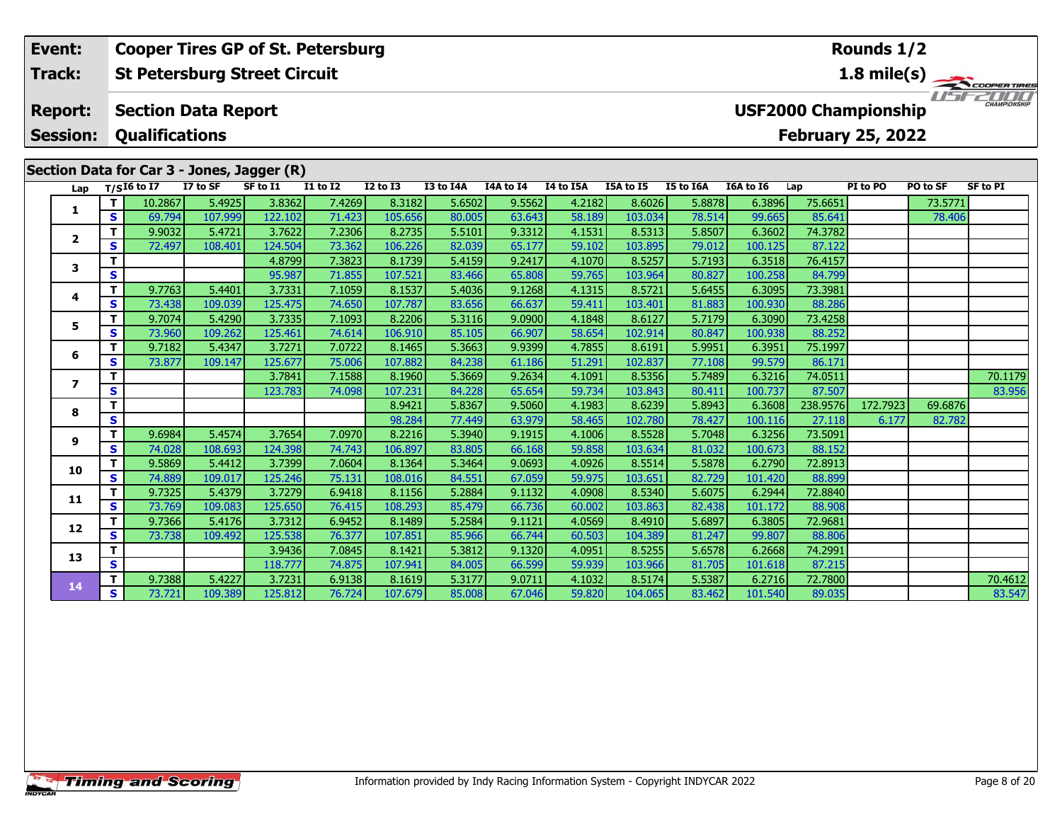| Event: | Cooper Tires GP of St. Petersburg | Rounds 1/2 |
|---|---|---|
| Track: | St Petersburg Street Circuit | 1.8 mile(s) |
| Report: | Section Data Report | USF2000 Championship |
| Session: | Qualifications | February 25, 2022 |

## Section Data for Car 3 - Jones, Jagger (R)

| Lap | T/S | I6 to I7 | I7 to SF | SF to I1 | I1 to I2 | I2 to I3 | I3 to I4A | I4A to I4 | I4 to I5A | I5A to I5 | I5 to I6A | I6A to I6 | Lap | PI to PO | PO to SF | SF to PI |
|---|---|---|---|---|---|---|---|---|---|---|---|---|---|---|---|---|
| 1 | T | 10.2867 | 5.4925 | 3.8362 | 7.4269 | 8.3182 | 5.6502 | 9.5562 | 4.2182 | 8.6026 | 5.8878 | 6.3896 | 75.6651 | | 73.5771 | |
| | S | 69.794 | 107.999 | 122.102 | 71.423 | 105.656 | 80.005 | 63.643 | 58.189 | 103.034 | 78.514 | 99.665 | 85.641 | | 78.406 | |
| 2 | T | 9.9032 | 5.4721 | 3.7622 | 7.2306 | 8.2735 | 5.5101 | 9.3312 | 4.1531 | 8.5313 | 5.8507 | 6.3602 | 74.3782 | | | |
| | S | 72.497 | 108.401 | 124.504 | 73.362 | 106.226 | 82.039 | 65.177 | 59.102 | 103.895 | 79.012 | 100.125 | 87.122 | | | |
| 3 | T | | | 4.8799 | 7.3823 | 8.1739 | 5.4159 | 9.2417 | 4.1070 | 8.5257 | 5.7193 | 6.3518 | 76.4157 | | | |
| | S | | | 95.987 | 71.855 | 107.521 | 83.466 | 65.808 | 59.765 | 103.964 | 80.827 | 100.258 | 84.799 | | | |
| 4 | T | 9.7763 | 5.4401 | 3.7331 | 7.1059 | 8.1537 | 5.4036 | 9.1268 | 4.1315 | 8.5721 | 5.6455 | 6.3095 | 73.3981 | | | |
| | S | 73.438 | 109.039 | 125.475 | 74.650 | 107.787 | 83.656 | 66.637 | 59.411 | 103.401 | 81.883 | 100.930 | 88.286 | | | |
| 5 | T | 9.7074 | 5.4290 | 3.7335 | 7.1093 | 8.2206 | 5.3116 | 9.0900 | 4.1848 | 8.6127 | 5.7179 | 6.3090 | 73.4258 | | | |
| | S | 73.960 | 109.262 | 125.461 | 74.614 | 106.910 | 85.105 | 66.907 | 58.654 | 102.914 | 80.847 | 100.938 | 88.252 | | | |
| 6 | T | 9.7182 | 5.4347 | 3.7271 | 7.0722 | 8.1465 | 5.3663 | 9.9399 | 4.7855 | 8.6191 | 5.9951 | 6.3951 | 75.1997 | | | |
| | S | 73.877 | 109.147 | 125.677 | 75.006 | 107.882 | 84.238 | 61.186 | 51.291 | 102.837 | 77.108 | 99.579 | 86.171 | | | |
| 7 | T | | | 3.7841 | 7.1588 | 8.1960 | 5.3669 | 9.2634 | 4.1091 | 8.5356 | 5.7489 | 6.3216 | 74.0511 | | | 70.1179 |
| | S | | | 123.783 | 74.098 | 107.231 | 84.228 | 65.654 | 59.734 | 103.843 | 80.411 | 100.737 | 87.507 | | | 83.956 |
| 8 | T | | | | | 8.9421 | 5.8367 | 9.5060 | 4.1983 | 8.6239 | 5.8943 | 6.3608 | 238.9576 | 172.7923 | 69.6876 | |
| | S | | | | | 98.284 | 77.449 | 63.979 | 58.465 | 102.780 | 78.427 | 100.116 | 27.118 | 6.177 | 82.782 | |
| 9 | T | 9.6984 | 5.4574 | 3.7654 | 7.0970 | 8.2216 | 5.3940 | 9.1915 | 4.1006 | 8.5528 | 5.7048 | 6.3256 | 73.5091 | | | |
| | S | 74.028 | 108.693 | 124.398 | 74.743 | 106.897 | 83.805 | 66.168 | 59.858 | 103.634 | 81.032 | 100.673 | 88.152 | | | |
| 10 | T | 9.5869 | 5.4412 | 3.7399 | 7.0604 | 8.1364 | 5.3464 | 9.0693 | 4.0926 | 8.5514 | 5.5878 | 6.2790 | 72.8913 | | | |
| | S | 74.889 | 109.017 | 125.246 | 75.131 | 108.016 | 84.551 | 67.059 | 59.975 | 103.651 | 82.729 | 101.420 | 88.899 | | | |
| 11 | T | 9.7325 | 5.4379 | 3.7279 | 6.9418 | 8.1156 | 5.2884 | 9.1132 | 4.0908 | 8.5340 | 5.6075 | 6.2944 | 72.8840 | | | |
| | S | 73.769 | 109.083 | 125.650 | 76.415 | 108.293 | 85.479 | 66.736 | 60.002 | 103.863 | 82.438 | 101.172 | 88.908 | | | |
| 12 | T | 9.7366 | 5.4176 | 3.7312 | 6.9452 | 8.1489 | 5.2584 | 9.1121 | 4.0569 | 8.4910 | 5.6897 | 6.3805 | 72.9681 | | | |
| | S | 73.738 | 109.492 | 125.538 | 76.377 | 107.851 | 85.966 | 66.744 | 60.503 | 104.389 | 81.247 | 99.807 | 88.806 | | | |
| 13 | T | | | 3.9436 | 7.0845 | 8.1421 | 5.3812 | 9.1320 | 4.0951 | 8.5255 | 5.6578 | 6.2668 | 74.2991 | | | |
| | S | | | 118.777 | 74.875 | 107.941 | 84.005 | 66.599 | 59.939 | 103.966 | 81.705 | 101.618 | 87.215 | | | |
| 14 | T | 9.7388 | 5.4227 | 3.7231 | 6.9138 | 8.1619 | 5.3177 | 9.0711 | 4.1032 | 8.5174 | 5.5387 | 6.2716 | 72.7800 | | | 70.4612 |
| | S | 73.721 | 109.389 | 125.812 | 76.724 | 107.679 | 85.008 | 67.046 | 59.820 | 104.065 | 83.462 | 101.540 | 89.035 | | | 83.547 |

Information provided by Indy Racing Information System - Copyright INDYCAR 2022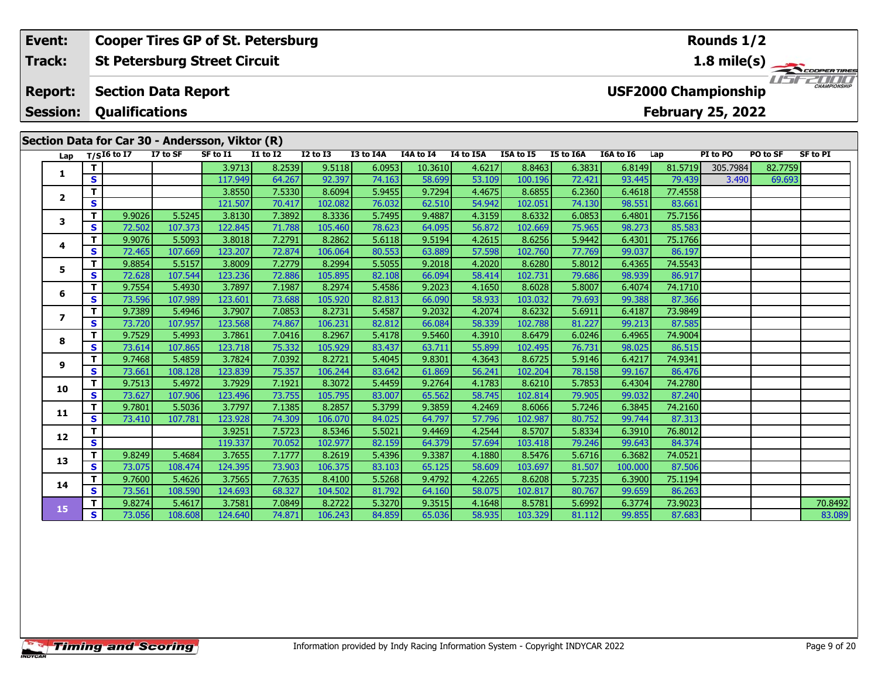| Event: | Cooper Tires GP of St. Petersburg | Rounds 1/2 |
|---|---|---|
| Track: | St Petersburg Street Circuit | 1.8 mile(s) |
| Report: | Section Data Report | USF2000 Championship |
| Session: | Qualifications | February 25, 2022 |

## Section Data for Car 30 - Andersson, Viktor (R)

| Lap | T/S | I6 to I7 | I7 to SF | SF to I1 | I1 to I2 | I2 to I3 | I3 to I4A | I4A to I4 | I4 to I5A | I5A to I5 | I5 to I6A | I6A to I6 | Lap | PI to PO | PO to SF | SF to PI |
|---|---|---|---|---|---|---|---|---|---|---|---|---|---|---|---|---|
| 1 | T | | | 3.9713 | 8.2539 | 9.5118 | 6.0953 | 10.3610 | 4.6217 | 8.8463 | 6.3831 | 6.8149 | 81.5719 | 305.7984 | 82.7759 | |
| | S | | | 117.949 | 64.267 | 92.397 | 74.163 | 58.699 | 53.109 | 100.196 | 72.421 | 93.445 | 79.439 | 3.490 | 69.693 | |
| 2 | T | | | 3.8550 | 7.5330 | 8.6094 | 5.9455 | 9.7294 | 4.4675 | 8.6855 | 6.2360 | 6.4618 | 77.4558 | | | |
| | S | | | 121.507 | 70.417 | 102.082 | 76.032 | 62.510 | 54.942 | 102.051 | 74.130 | 98.551 | 83.661 | | | |
| 3 | T | 9.9026 | 5.5245 | 3.8130 | 7.3892 | 8.3336 | 5.7495 | 9.4887 | 4.3159 | 8.6332 | 6.0853 | 6.4801 | 75.7156 | | | |
| | S | 72.502 | 107.373 | 122.845 | 71.788 | 105.460 | 78.623 | 64.095 | 56.872 | 102.669 | 75.965 | 98.273 | 85.583 | | | |
| 4 | T | 9.9076 | 5.5093 | 3.8018 | 7.2791 | 8.2862 | 5.6118 | 9.5194 | 4.2615 | 8.6256 | 5.9442 | 6.4301 | 75.1766 | | | |
| | S | 72.465 | 107.669 | 123.207 | 72.874 | 106.064 | 80.553 | 63.889 | 57.598 | 102.760 | 77.769 | 99.037 | 86.197 | | | |
| 5 | T | 9.8854 | 5.5157 | 3.8009 | 7.2779 | 8.2994 | 5.5055 | 9.2018 | 4.2020 | 8.6280 | 5.8012 | 6.4365 | 74.5543 | | | |
| | S | 72.628 | 107.544 | 123.236 | 72.886 | 105.895 | 82.108 | 66.094 | 58.414 | 102.731 | 79.686 | 98.939 | 86.917 | | | |
| 6 | T | 9.7554 | 5.4930 | 3.7897 | 7.1987 | 8.2974 | 5.4586 | 9.2023 | 4.1650 | 8.6028 | 5.8007 | 6.4074 | 74.1710 | | | |
| | S | 73.596 | 107.989 | 123.601 | 73.688 | 105.920 | 82.813 | 66.090 | 58.933 | 103.032 | 79.693 | 99.388 | 87.366 | | | |
| 7 | T | 9.7389 | 5.4946 | 3.7907 | 7.0853 | 8.2731 | 5.4587 | 9.2032 | 4.2074 | 8.6232 | 5.6911 | 6.4187 | 73.9849 | | | |
| | S | 73.720 | 107.957 | 123.568 | 74.867 | 106.231 | 82.812 | 66.084 | 58.339 | 102.788 | 81.227 | 99.213 | 87.585 | | | |
| 8 | T | 9.7529 | 5.4993 | 3.7861 | 7.0416 | 8.2967 | 5.4178 | 9.5460 | 4.3910 | 8.6479 | 6.0246 | 6.4965 | 74.9004 | | | |
| | S | 73.614 | 107.865 | 123.718 | 75.332 | 105.929 | 83.437 | 63.711 | 55.899 | 102.495 | 76.731 | 98.025 | 86.515 | | | |
| 9 | T | 9.7468 | 5.4859 | 3.7824 | 7.0392 | 8.2721 | 5.4045 | 9.8301 | 4.3643 | 8.6725 | 5.9146 | 6.4217 | 74.9341 | | | |
| | S | 73.661 | 108.128 | 123.839 | 75.357 | 106.244 | 83.642 | 61.869 | 56.241 | 102.204 | 78.158 | 99.167 | 86.476 | | | |
| 10 | T | 9.7513 | 5.4972 | 3.7929 | 7.1921 | 8.3072 | 5.4459 | 9.2764 | 4.1783 | 8.6210 | 5.7853 | 6.4304 | 74.2780 | | | |
| | S | 73.627 | 107.906 | 123.496 | 73.755 | 105.795 | 83.007 | 65.562 | 58.745 | 102.814 | 79.905 | 99.032 | 87.240 | | | |
| 11 | T | 9.7801 | 5.5036 | 3.7797 | 7.1385 | 8.2857 | 5.3799 | 9.3859 | 4.2469 | 8.6066 | 5.7246 | 6.3845 | 74.2160 | | | |
| | S | 73.410 | 107.781 | 123.928 | 74.309 | 106.070 | 84.025 | 64.797 | 57.796 | 102.987 | 80.752 | 99.744 | 87.313 | | | |
| 12 | T | | | 3.9251 | 7.5723 | 8.5346 | 5.5021 | 9.4469 | 4.2544 | 8.5707 | 5.8334 | 6.3910 | 76.8012 | | | |
| | S | | | 119.337 | 70.052 | 102.977 | 82.159 | 64.379 | 57.694 | 103.418 | 79.246 | 99.643 | 84.374 | | | |
| 13 | T | 9.8249 | 5.4684 | 3.7655 | 7.1777 | 8.2619 | 5.4396 | 9.3387 | 4.1880 | 8.5476 | 5.6716 | 6.3682 | 74.0521 | | | |
| | S | 73.075 | 108.474 | 124.395 | 73.903 | 106.375 | 83.103 | 65.125 | 58.609 | 103.697 | 81.507 | 100.000 | 87.506 | | | |
| 14 | T | 9.7600 | 5.4626 | 3.7565 | 7.7635 | 8.4100 | 5.5268 | 9.4792 | 4.2265 | 8.6208 | 5.7235 | 6.3900 | 75.1194 | | | |
| | S | 73.561 | 108.590 | 124.693 | 68.327 | 104.502 | 81.792 | 64.160 | 58.075 | 102.817 | 80.767 | 99.659 | 86.263 | | | |
| 15 | T | 9.8274 | 5.4617 | 3.7581 | 7.0849 | 8.2722 | 5.3270 | 9.3515 | 4.1648 | 8.5781 | 5.6992 | 6.3774 | 73.9023 | | | 70.8492 |
| | S | 73.056 | 108.608 | 124.640 | 74.871 | 106.243 | 84.859 | 65.036 | 58.935 | 103.329 | 81.112 | 99.855 | 87.683 | | | 83.089 |

Information provided by Indy Racing Information System - Copyright INDYCAR 2022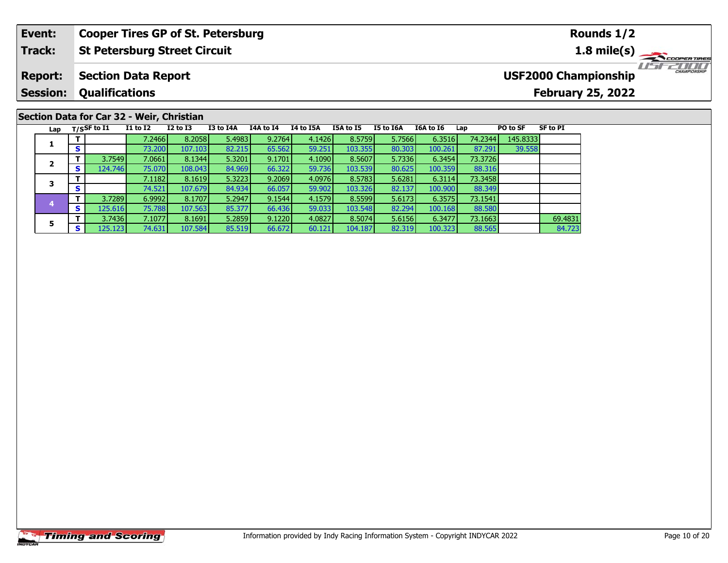| **Event:** | **Cooper Tires GP of St. Petersburg** | **Rounds 1/2** |
|---|---|---|
| **Track:** | **St Petersburg Street Circuit** | **1.8 mile(s)** |
| **Report:** | **Section Data Report** | **USF2000 Championship** |
| **Session:** | **Qualifications** | **February 25, 2022** |

## Section Data for Car 32 - Weir, Christian

| Lap | T/S | SF to I1 | I1 to I2 | I2 to I3 | I3 to I4A | I4A to I4 | I4 to I5A | I5A to I5 | I5 to I6A | I6A to I6 | Lap | PO to SF | SF to PI |
|---|---|---|---|---|---|---|---|---|---|---|---|---|---|
| 1 | T | | 7.2466 | 8.2058 | 5.4983 | 9.2764 | 4.1426 | 8.5759 | 5.7566 | 6.3516 | 74.2344 | 145.8333 | |
| | S | | 73.200 | 107.103 | 82.215 | 65.562 | 59.251 | 103.355 | 80.303 | 100.261 | 87.291 | 39.558 | |
| 2 | T | 3.7549 | 7.0661 | 8.1344 | 5.3201 | 9.1701 | 4.1090 | 8.5607 | 5.7336 | 6.3454 | 73.3726 | | |
| | S | 124.746 | 75.070 | 108.043 | 84.969 | 66.322 | 59.736 | 103.539 | 80.625 | 100.359 | 88.316 | | |
| 3 | T | | 7.1182 | 8.1619 | 5.3223 | 9.2069 | 4.0976 | 8.5783 | 5.6281 | 6.3114 | 73.3458 | | |
| | S | | 74.521 | 107.679 | 84.934 | 66.057 | 59.902 | 103.326 | 82.137 | 100.900 | 88.349 | | |
| 4 | T | 3.7289 | 6.9992 | 8.1707 | 5.2947 | 9.1544 | 4.1579 | 8.5599 | 5.6173 | 6.3575 | 73.1541 | | |
| | S | 125.616 | 75.788 | 107.563 | 85.377 | 66.436 | 59.033 | 103.548 | 82.294 | 100.168 | 88.580 | | |
| 5 | T | 3.7436 | 7.1077 | 8.1691 | 5.2859 | 9.1220 | 4.0827 | 8.5074 | 5.6156 | 6.3477 | 73.1663 | | 69.4831 |
| | S | 125.123 | 74.631 | 107.584 | 85.519 | 66.672 | 60.121 | 104.187 | 82.319 | 100.323 | 88.565 | | 84.723 |

Information provided by Indy Racing Information System - Copyright INDYCAR 2022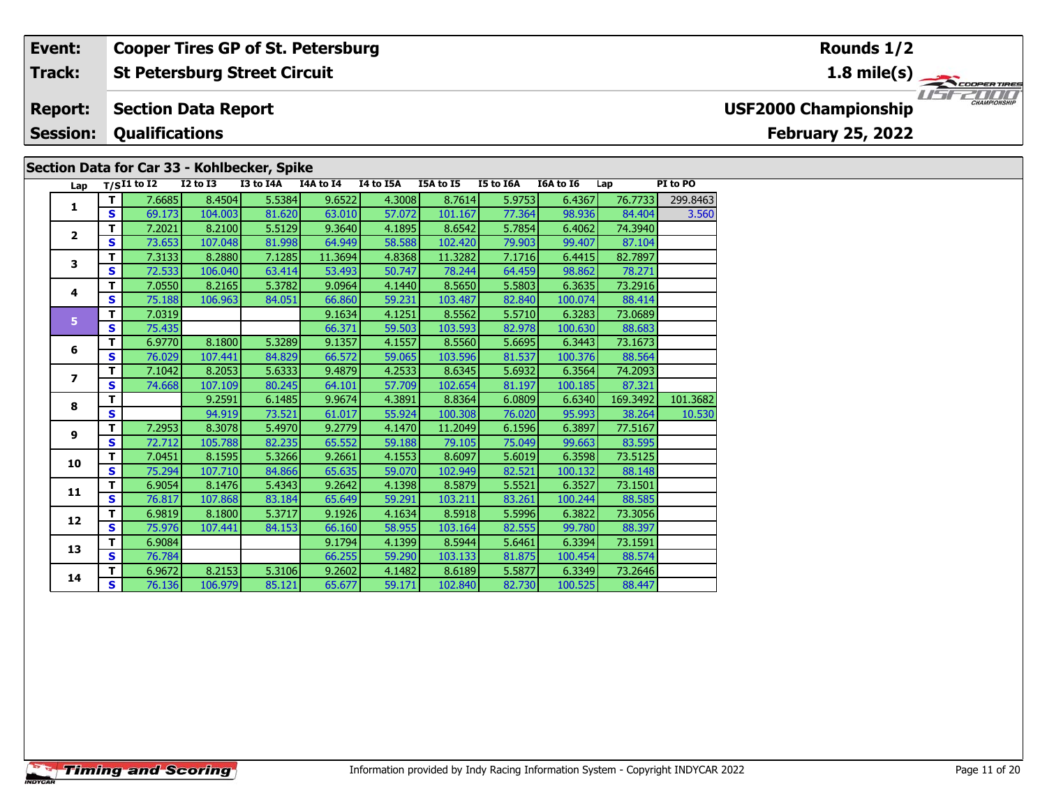| Event: | Cooper Tires GP of St. Petersburg | Rounds 1/2 |
|---|---|---|
| Track: | St Petersburg Street Circuit | 1.8 mile(s) |
| Report: | Section Data Report | USF2000 Championship |
| Session: | Qualifications | February 25, 2022 |

## Section Data for Car 33 - Kohlbecker, Spike

| Lap | T/S | I1 to I2 | I2 to I3 | I3 to I4A | I4A to I4 | I4 to I5A | I5A to I5 | I5 to I6A | I6A to I6 | Lap | PI to PO |
|---|---|---|---|---|---|---|---|---|---|---|---|
| 1 | T | 7.6685 | 8.4504 | 5.5384 | 9.6522 | 4.3008 | 8.7614 | 5.9753 | 6.4367 | 76.7733 | 299.8463 |
| | S | 69.173 | 104.003 | 81.620 | 63.010 | 57.072 | 101.167 | 77.364 | 98.936 | 84.404 | 3.560 |
| 2 | T | 7.2021 | 8.2100 | 5.5129 | 9.3640 | 4.1895 | 8.6542 | 5.7854 | 6.4062 | 74.3940 | |
| | S | 73.653 | 107.048 | 81.998 | 64.949 | 58.588 | 102.420 | 79.903 | 99.407 | 87.104 | |
| 3 | T | 7.3133 | 8.2880 | 7.1285 | 11.3694 | 4.8368 | 11.3282 | 7.1716 | 6.4415 | 82.7897 | |
| | S | 72.533 | 106.040 | 63.414 | 53.493 | 50.747 | 78.244 | 64.459 | 98.862 | 78.271 | |
| 4 | T | 7.0550 | 8.2165 | 5.3782 | 9.0964 | 4.1440 | 8.5650 | 5.5803 | 6.3635 | 73.2916 | |
| | S | 75.188 | 106.963 | 84.051 | 66.860 | 59.231 | 103.487 | 82.840 | 100.074 | 88.414 | |
| 5 | T | 7.0319 | | | 9.1634 | 4.1251 | 8.5562 | 5.5710 | 6.3283 | 73.0689 | |
| | S | 75.435 | | | 66.371 | 59.503 | 103.593 | 82.978 | 100.630 | 88.683 | |
| 6 | T | 6.9770 | 8.1800 | 5.3289 | 9.1357 | 4.1557 | 8.5560 | 5.6695 | 6.3443 | 73.1673 | |
| | S | 76.029 | 107.441 | 84.829 | 66.572 | 59.065 | 103.596 | 81.537 | 100.376 | 88.564 | |
| 7 | T | 7.1042 | 8.2053 | 5.6333 | 9.4879 | 4.2533 | 8.6345 | 5.6932 | 6.3564 | 74.2093 | |
| | S | 74.668 | 107.109 | 80.245 | 64.101 | 57.709 | 102.654 | 81.197 | 100.185 | 87.321 | |
| 8 | T | | 9.2591 | 6.1485 | 9.9674 | 4.3891 | 8.8364 | 6.0809 | 6.6340 | 169.3492 | 101.3682 |
| | S | | 94.919 | 73.521 | 61.017 | 55.924 | 100.308 | 76.020 | 95.993 | 38.264 | 10.530 |
| 9 | T | 7.2953 | 8.3078 | 5.4970 | 9.2779 | 4.1470 | 11.2049 | 6.1596 | 6.3897 | 77.5167 | |
| | S | 72.712 | 105.788 | 82.235 | 65.552 | 59.188 | 79.105 | 75.049 | 99.663 | 83.595 | |
| 10 | T | 7.0451 | 8.1595 | 5.3266 | 9.2661 | 4.1553 | 8.6097 | 5.6019 | 6.3598 | 73.5125 | |
| | S | 75.294 | 107.710 | 84.866 | 65.635 | 59.070 | 102.949 | 82.521 | 100.132 | 88.148 | |
| 11 | T | 6.9054 | 8.1476 | 5.4343 | 9.2642 | 4.1398 | 8.5879 | 5.5521 | 6.3527 | 73.1501 | |
| | S | 76.817 | 107.868 | 83.184 | 65.649 | 59.291 | 103.211 | 83.261 | 100.244 | 88.585 | |
| 12 | T | 6.9819 | 8.1800 | 5.3717 | 9.1926 | 4.1634 | 8.5918 | 5.5996 | 6.3822 | 73.3056 | |
| | S | 75.976 | 107.441 | 84.153 | 66.160 | 58.955 | 103.164 | 82.555 | 99.780 | 88.397 | |
| 13 | T | 6.9084 | | | 9.1794 | 4.1399 | 8.5944 | 5.6461 | 6.3394 | 73.1591 | |
| | S | 76.784 | | | 66.255 | 59.290 | 103.133 | 81.875 | 100.454 | 88.574 | |
| 14 | T | 6.9672 | 8.2153 | 5.3106 | 9.2602 | 4.1482 | 8.6189 | 5.5877 | 6.3349 | 73.2646 | |
| | S | 76.136 | 106.979 | 85.121 | 65.677 | 59.171 | 102.840 | 82.730 | 100.525 | 88.447 | |

Information provided by Indy Racing Information System - Copyright INDYCAR 2022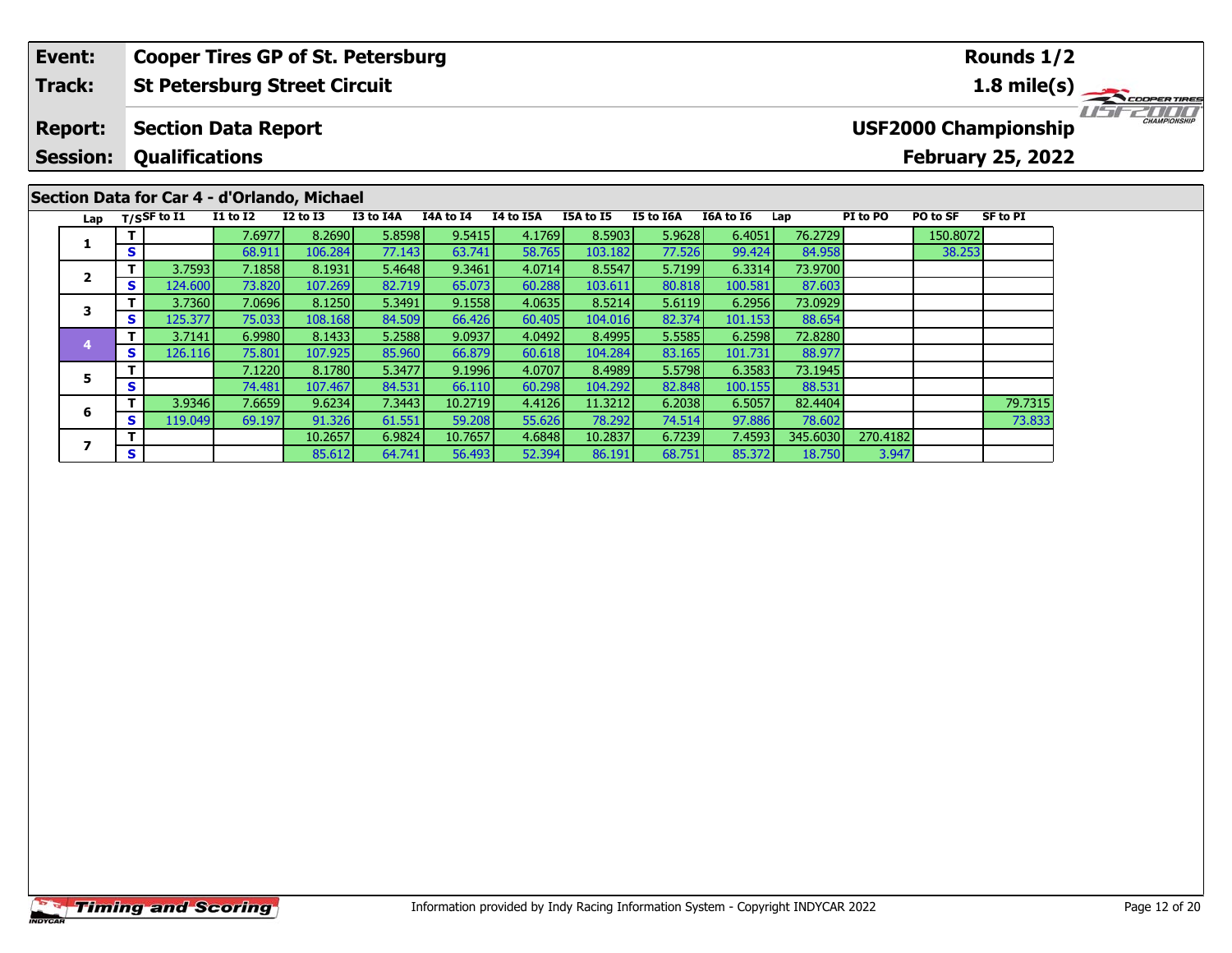| **Event:** | **Cooper Tires GP of St. Petersburg** | **Rounds 1/2** |
|---|---|---|
| **Track:** | **St Petersburg Street Circuit** | **1.8 mile(s)** |
| **Report:** | **Section Data Report** | **USF2000 Championship** |
| **Session:** | **Qualifications** | **February 25, 2022** |

## Section Data for Car 4 - d'Orlando, Michael

| Lap | T/S | SF to I1 | I1 to I2 | I2 to I3 | I3 to I4A | I4A to I4 | I4 to I5A | I5A to I5 | I5 to I6A | I6A to I6 | Lap | PI to PO | PO to SF | SF to PI |
|---|---|---|---|---|---|---|---|---|---|---|---|---|---|---|
| 1 | T | | 7.6977 | 8.2690 | 5.8598 | 9.5415 | 4.1769 | 8.5903 | 5.9628 | 6.4051 | 76.2729 | | 150.8072 | |
| | S | | 68.911 | 106.284 | 77.143 | 63.741 | 58.765 | 103.182 | 77.526 | 99.424 | 84.958 | | 38.253 | |
| 2 | T | 3.7593 | 7.1858 | 8.1931 | 5.4648 | 9.3461 | 4.0714 | 8.5547 | 5.7199 | 6.3314 | 73.9700 | | | |
| | S | 124.600 | 73.820 | 107.269 | 82.719 | 65.073 | 60.288 | 103.611 | 80.818 | 100.581 | 87.603 | | | |
| 3 | T | 3.7360 | 7.0696 | 8.1250 | 5.3491 | 9.1558 | 4.0635 | 8.5214 | 5.6119 | 6.2956 | 73.0929 | | | |
| | S | 125.377 | 75.033 | 108.168 | 84.509 | 66.426 | 60.405 | 104.016 | 82.374 | 101.153 | 88.654 | | | |
| 4 | T | 3.7141 | 6.9980 | 8.1433 | 5.2588 | 9.0937 | 4.0492 | 8.4995 | 5.5585 | 6.2598 | 72.8280 | | | |
| | S | 126.116 | 75.801 | 107.925 | 85.960 | 66.879 | 60.618 | 104.284 | 83.165 | 101.731 | 88.977 | | | |
| 5 | T | | 7.1220 | 8.1780 | 5.3477 | 9.1996 | 4.0707 | 8.4989 | 5.5798 | 6.3583 | 73.1945 | | | |
| | S | | 74.481 | 107.467 | 84.531 | 66.110 | 60.298 | 104.292 | 82.848 | 100.155 | 88.531 | | | |
| 6 | T | 3.9346 | 7.6659 | 9.6234 | 7.3443 | 10.2719 | 4.4126 | 11.3212 | 6.2038 | 6.5057 | 82.4404 | | | 79.7315 |
| | S | 119.049 | 69.197 | 91.326 | 61.551 | 59.208 | 55.626 | 78.292 | 74.514 | 97.886 | 78.602 | | | 73.833 |
| 7 | T | | | 10.2657 | 6.9824 | 10.7657 | 4.6848 | 10.2837 | 6.7239 | 7.4593 | 345.6030 | 270.4182 | | |
| | S | | | 85.612 | 64.741 | 56.493 | 52.394 | 86.191 | 68.751 | 85.372 | 18.750 | 3.947 | | |

Information provided by Indy Racing Information System - Copyright INDYCAR 2022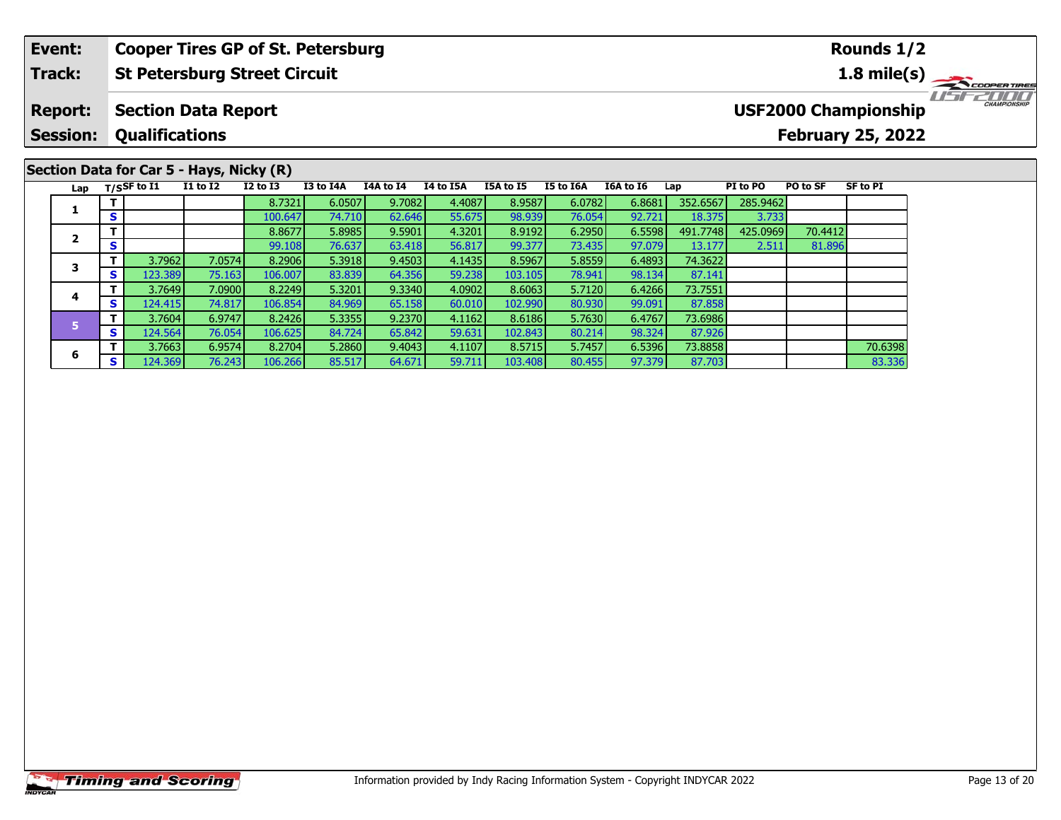| Event: | Cooper Tires GP of St. Petersburg | Rounds 1/2 |
|---|---|---|
| Track: | St Petersburg Street Circuit | 1.8 mile(s) |
| Report: | Section Data Report | USF2000 Championship |
| Session: | Qualifications | February 25, 2022 |

## Section Data for Car 5 - Hays, Nicky (R)

| Lap | T/S | SF to I1 | I1 to I2 | I2 to I3 | I3 to I4A | I4A to I4 | I4 to I5A | I5A to I5 | I5 to I6A | I6A to I6 | Lap | PI to PO | PO to SF | SF to PI |
|---|---|---|---|---|---|---|---|---|---|---|---|---|---|---|
| 1 | T | | | 8.7321 | 6.0507 | 9.7082 | 4.4087 | 8.9587 | 6.0782 | 6.8681 | 352.6567 | 285.9462 | | |
| | S | | | 100.647 | 74.710 | 62.646 | 55.675 | 98.939 | 76.054 | 92.721 | 18.375 | 3.733 | | |
| 2 | T | | | 8.8677 | 5.8985 | 9.5901 | 4.3201 | 8.9192 | 6.2950 | 6.5598 | 491.7748 | 425.0969 | 70.4412 | |
| | S | | | 99.108 | 76.637 | 63.418 | 56.817 | 99.377 | 73.435 | 97.079 | 13.177 | 2.511 | 81.896 | |
| 3 | T | 3.7962 | 7.0574 | 8.2906 | 5.3918 | 9.4503 | 4.1435 | 8.5967 | 5.8559 | 6.4893 | 74.3622 | | | |
| | S | 123.389 | 75.163 | 106.007 | 83.839 | 64.356 | 59.238 | 103.105 | 78.941 | 98.134 | 87.141 | | | |
| 4 | T | 3.7649 | 7.0900 | 8.2249 | 5.3201 | 9.3340 | 4.0902 | 8.6063 | 5.7120 | 6.4266 | 73.7551 | | | |
| | S | 124.415 | 74.817 | 106.854 | 84.969 | 65.158 | 60.010 | 102.990 | 80.930 | 99.091 | 87.858 | | | |
| 5 | T | 3.7604 | 6.9747 | 8.2426 | 5.3355 | 9.2370 | 4.1162 | 8.6186 | 5.7630 | 6.4767 | 73.6986 | | | |
| | S | 124.564 | 76.054 | 106.625 | 84.724 | 65.842 | 59.631 | 102.843 | 80.214 | 98.324 | 87.926 | | | |
| 6 | T | 3.7663 | 6.9574 | 8.2704 | 5.2860 | 9.4043 | 4.1107 | 8.5715 | 5.7457 | 6.5396 | 73.8858 | | | 70.6398 |
| | S | 124.369 | 76.243 | 106.266 | 85.517 | 64.671 | 59.711 | 103.408 | 80.455 | 97.379 | 87.703 | | | 83.336 |

Information provided by Indy Racing Information System - Copyright INDYCAR 2022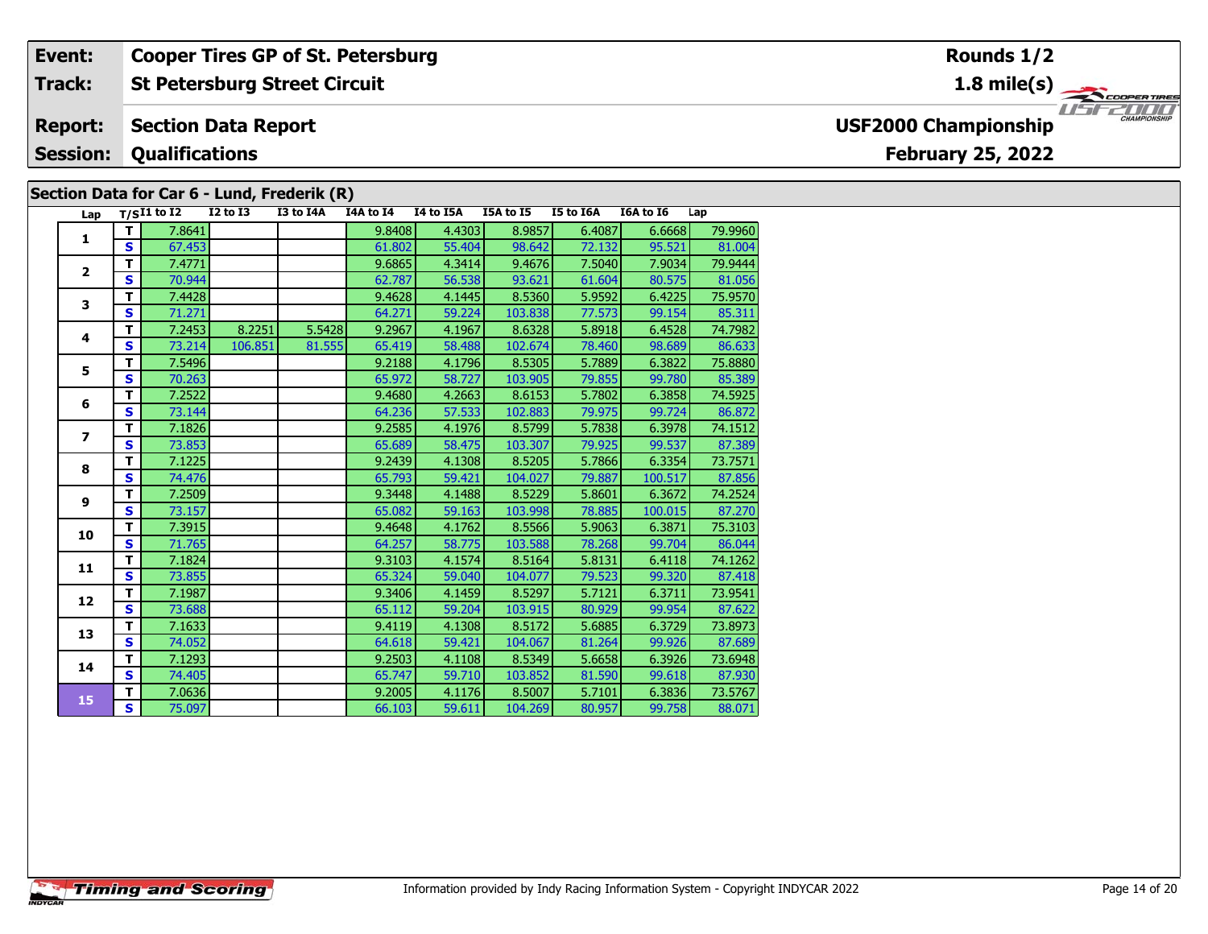| Event: | Cooper Tires GP of St. Petersburg | Rounds 1/2 |
|---|---|---|
| Track: | St Petersburg Street Circuit | 1.8 mile(s) |
| Report: | Section Data Report | USF2000 Championship |
| Session: | Qualifications | February 25, 2022 |

## Section Data for Car 6 - Lund, Frederik (R)

| Lap | T/S | I1 to I2 | I2 to I3 | I3 to I4A | I4A to I4 | I4 to I5A | I5A to I5 | I5 to I6A | I6A to I6 | Lap |
|---|---|---|---|---|---|---|---|---|---|---|
| 1 | T | 7.8641 | | | 9.8408 | 4.4303 | 8.9857 | 6.4087 | 6.6668 | 79.9960 |
| | S | 67.453 | | | 61.802 | 55.404 | 98.642 | 72.132 | 95.521 | 81.004 |
| 2 | T | 7.4771 | | | 9.6865 | 4.3414 | 9.4676 | 7.5040 | 7.9034 | 79.9444 |
| | S | 70.944 | | | 62.787 | 56.538 | 93.621 | 61.604 | 80.575 | 81.056 |
| 3 | T | 7.4428 | | | 9.4628 | 4.1445 | 8.5360 | 5.9592 | 6.4225 | 75.9570 |
| | S | 71.271 | | | 64.271 | 59.224 | 103.838 | 77.573 | 99.154 | 85.311 |
| 4 | T | 7.2453 | 8.2251 | 5.5428 | 9.2967 | 4.1967 | 8.6328 | 5.8918 | 6.4528 | 74.7982 |
| | S | 73.214 | 106.851 | 81.555 | 65.419 | 58.488 | 102.674 | 78.460 | 98.689 | 86.633 |
| 5 | T | 7.5496 | | | 9.2188 | 4.1796 | 8.5305 | 5.7889 | 6.3822 | 75.8880 |
| | S | 70.263 | | | 65.972 | 58.727 | 103.905 | 79.855 | 99.780 | 85.389 |
| 6 | T | 7.2522 | | | 9.4680 | 4.2663 | 8.6153 | 5.7802 | 6.3858 | 74.5925 |
| | S | 73.144 | | | 64.236 | 57.533 | 102.883 | 79.975 | 99.724 | 86.872 |
| 7 | T | 7.1826 | | | 9.2585 | 4.1976 | 8.5799 | 5.7838 | 6.3978 | 74.1512 |
| | S | 73.853 | | | 65.689 | 58.475 | 103.307 | 79.925 | 99.537 | 87.389 |
| 8 | T | 7.1225 | | | 9.2439 | 4.1308 | 8.5205 | 5.7866 | 6.3354 | 73.7571 |
| | S | 74.476 | | | 65.793 | 59.421 | 104.027 | 79.887 | 100.517 | 87.856 |
| 9 | T | 7.2509 | | | 9.3448 | 4.1488 | 8.5229 | 5.8601 | 6.3672 | 74.2524 |
| | S | 73.157 | | | 65.082 | 59.163 | 103.998 | 78.885 | 100.015 | 87.270 |
| 10 | T | 7.3915 | | | 9.4648 | 4.1762 | 8.5566 | 5.9063 | 6.3871 | 75.3103 |
| | S | 71.765 | | | 64.257 | 58.775 | 103.588 | 78.268 | 99.704 | 86.044 |
| 11 | T | 7.1824 | | | 9.3103 | 4.1574 | 8.5164 | 5.8131 | 6.4118 | 74.1262 |
| | S | 73.855 | | | 65.324 | 59.040 | 104.077 | 79.523 | 99.320 | 87.418 |
| 12 | T | 7.1987 | | | 9.3406 | 4.1459 | 8.5297 | 5.7121 | 6.3711 | 73.9541 |
| | S | 73.688 | | | 65.112 | 59.204 | 103.915 | 80.929 | 99.954 | 87.622 |
| 13 | T | 7.1633 | | | 9.4119 | 4.1308 | 8.5172 | 5.6885 | 6.3729 | 73.8973 |
| | S | 74.052 | | | 64.618 | 59.421 | 104.067 | 81.264 | 99.926 | 87.689 |
| 14 | T | 7.1293 | | | 9.2503 | 4.1108 | 8.5349 | 5.6658 | 6.3926 | 73.6948 |
| | S | 74.405 | | | 65.747 | 59.710 | 103.852 | 81.590 | 99.618 | 87.930 |
| 15 | T | 7.0636 | | | 9.2005 | 4.1176 | 8.5007 | 5.7101 | 6.3836 | 73.5767 |
| | S | 75.097 | | | 66.103 | 59.611 | 104.269 | 80.957 | 99.758 | 88.071 |

Information provided by Indy Racing Information System - Copyright INDYCAR 2022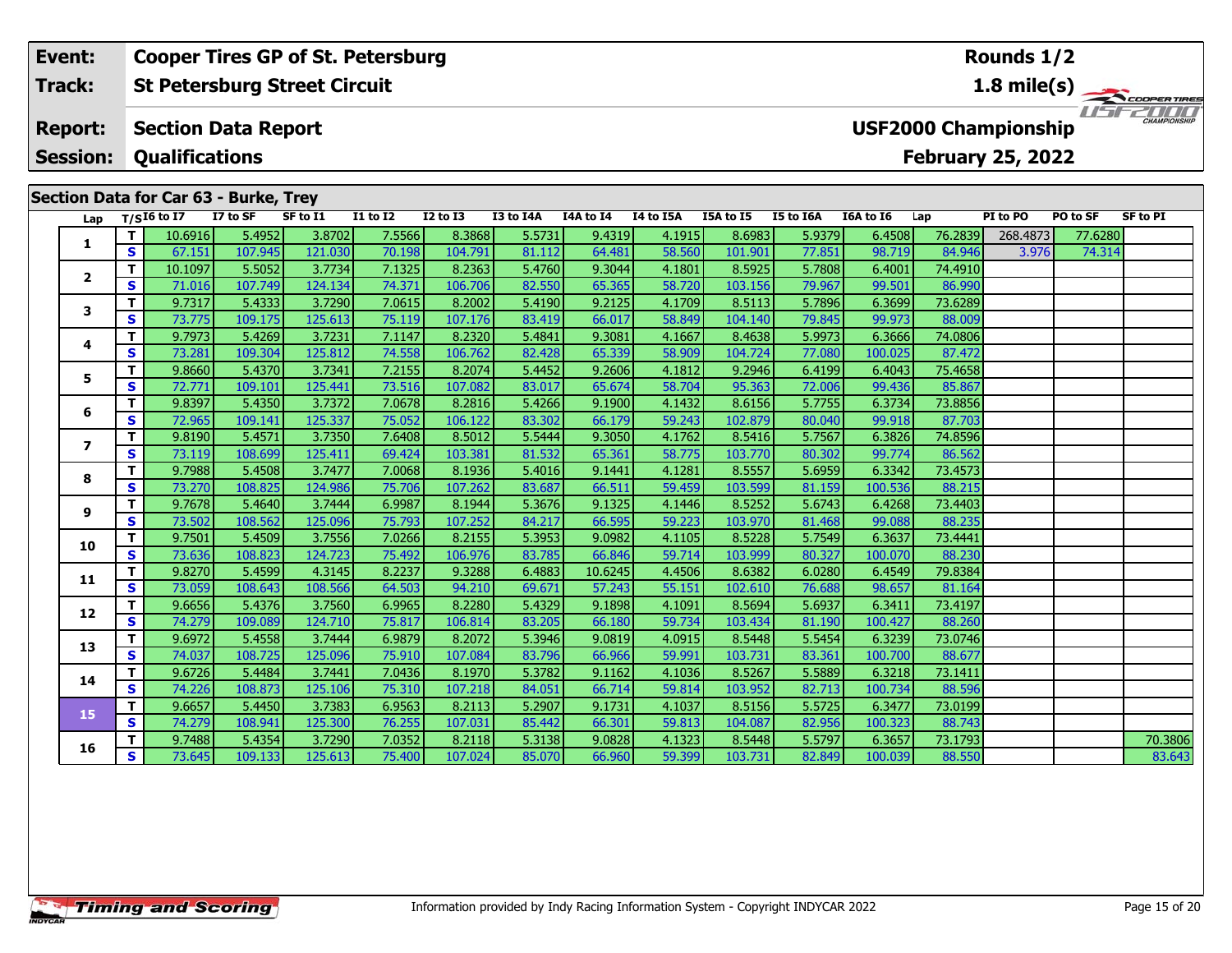| Event: | Cooper Tires GP of St. Petersburg | Rounds 1/2 |
|---|---|---|
| Track: | St Petersburg Street Circuit | 1.8 mile(s) |
| Report: | Section Data Report | USF2000 Championship |
| Session: | Qualifications | February 25, 2022 |

## Section Data for Car 63 - Burke, Trey

| Lap | T/S | I6 to I7 | I7 to SF | SF to I1 | I1 to I2 | I2 to I3 | I3 to I4A | I4A to I4 | I4 to I5A | I5A to I5 | I5 to I6A | I6A to I6 | Lap | PI to PO | PO to SF | SF to PI |
|---|---|---|---|---|---|---|---|---|---|---|---|---|---|---|---|---|
| 1 | T | 10.6916 | 5.4952 | 3.8702 | 7.5566 | 8.3868 | 5.5731 | 9.4319 | 4.1915 | 8.6983 | 5.9379 | 6.4508 | 76.2839 | 268.4873 | 77.6280 | |
| | S | 67.151 | 107.945 | 121.030 | 70.198 | 104.791 | 81.112 | 64.481 | 58.560 | 101.901 | 77.851 | 98.719 | 84.946 | 3.976 | 74.314 | |
| 2 | T | 10.1097 | 5.5052 | 3.7734 | 7.1325 | 8.2363 | 5.4760 | 9.3044 | 4.1801 | 8.5925 | 5.7808 | 6.4001 | 74.4910 | | | |
| | S | 71.016 | 107.749 | 124.134 | 74.371 | 106.706 | 82.550 | 65.365 | 58.720 | 103.156 | 79.967 | 99.501 | 86.990 | | | |
| 3 | T | 9.7317 | 5.4333 | 3.7290 | 7.0615 | 8.2002 | 5.4190 | 9.2125 | 4.1709 | 8.5113 | 5.7896 | 6.3699 | 73.6289 | | | |
| | S | 73.775 | 109.175 | 125.613 | 75.119 | 107.176 | 83.419 | 66.017 | 58.849 | 104.140 | 79.845 | 99.973 | 88.009 | | | |
| 4 | T | 9.7973 | 5.4269 | 3.7231 | 7.1147 | 8.2320 | 5.4841 | 9.3081 | 4.1667 | 8.4638 | 5.9973 | 6.3666 | 74.0806 | | | |
| | S | 73.281 | 109.304 | 125.812 | 74.558 | 106.762 | 82.428 | 65.339 | 58.909 | 104.724 | 77.080 | 100.025 | 87.472 | | | |
| 5 | T | 9.8660 | 5.4370 | 3.7341 | 7.2155 | 8.2074 | 5.4452 | 9.2606 | 4.1812 | 9.2946 | 6.4199 | 6.4043 | 75.4658 | | | |
| | S | 72.771 | 109.101 | 125.441 | 73.516 | 107.082 | 83.017 | 65.674 | 58.704 | 95.363 | 72.006 | 99.436 | 85.867 | | | |
| 6 | T | 9.8397 | 5.4350 | 3.7372 | 7.0678 | 8.2816 | 5.4266 | 9.1900 | 4.1432 | 8.6156 | 5.7755 | 6.3734 | 73.8856 | | | |
| | S | 72.965 | 109.141 | 125.337 | 75.052 | 106.122 | 83.302 | 66.179 | 59.243 | 102.879 | 80.040 | 99.918 | 87.703 | | | |
| 7 | T | 9.8190 | 5.4571 | 3.7350 | 7.6408 | 8.5012 | 5.5444 | 9.3050 | 4.1762 | 8.5416 | 5.7567 | 6.3826 | 74.8596 | | | |
| | S | 73.119 | 108.699 | 125.411 | 69.424 | 103.381 | 81.532 | 65.361 | 58.775 | 103.770 | 80.302 | 99.774 | 86.562 | | | |
| 8 | T | 9.7988 | 5.4508 | 3.7477 | 7.0068 | 8.1936 | 5.4016 | 9.1441 | 4.1281 | 8.5557 | 5.6959 | 6.3342 | 73.4573 | | | |
| | S | 73.270 | 108.825 | 124.986 | 75.706 | 107.262 | 83.687 | 66.511 | 59.459 | 103.599 | 81.159 | 100.536 | 88.215 | | | |
| 9 | T | 9.7678 | 5.4640 | 3.7444 | 6.9987 | 8.1944 | 5.3676 | 9.1325 | 4.1446 | 8.5252 | 5.6743 | 6.4268 | 73.4403 | | | |
| | S | 73.502 | 108.562 | 125.096 | 75.793 | 107.252 | 84.217 | 66.595 | 59.223 | 103.970 | 81.468 | 99.088 | 88.235 | | | |
| 10 | T | 9.7501 | 5.4509 | 3.7556 | 7.0266 | 8.2155 | 5.3953 | 9.0982 | 4.1105 | 8.5228 | 5.7549 | 6.3637 | 73.4441 | | | |
| | S | 73.636 | 108.823 | 124.723 | 75.492 | 106.976 | 83.785 | 66.846 | 59.714 | 103.999 | 80.327 | 100.070 | 88.230 | | | |
| 11 | T | 9.8270 | 5.4599 | 4.3145 | 8.2237 | 9.3288 | 6.4883 | 10.6245 | 4.4506 | 8.6382 | 6.0280 | 6.4549 | 79.8384 | | | |
| | S | 73.059 | 108.643 | 108.566 | 64.503 | 94.210 | 69.671 | 57.243 | 55.151 | 102.610 | 76.688 | 98.657 | 81.164 | | | |
| 12 | T | 9.6656 | 5.4376 | 3.7560 | 6.9965 | 8.2280 | 5.4329 | 9.1898 | 4.1091 | 8.5694 | 5.6937 | 6.3411 | 73.4197 | | | |
| | S | 74.279 | 109.089 | 124.710 | 75.817 | 106.814 | 83.205 | 66.180 | 59.734 | 103.434 | 81.190 | 100.427 | 88.260 | | | |
| 13 | T | 9.6972 | 5.4558 | 3.7444 | 6.9879 | 8.2072 | 5.3946 | 9.0819 | 4.0915 | 8.5448 | 5.5454 | 6.3239 | 73.0746 | | | |
| | S | 74.037 | 108.725 | 125.096 | 75.910 | 107.084 | 83.796 | 66.966 | 59.991 | 103.731 | 83.361 | 100.700 | 88.677 | | | |
| 14 | T | 9.6726 | 5.4484 | 3.7441 | 7.0436 | 8.1970 | 5.3782 | 9.1162 | 4.1036 | 8.5267 | 5.5889 | 6.3218 | 73.1411 | | | |
| | S | 74.226 | 108.873 | 125.106 | 75.310 | 107.218 | 84.051 | 66.714 | 59.814 | 103.952 | 82.713 | 100.734 | 88.596 | | | |
| 15 | T | 9.6657 | 5.4450 | 3.7383 | 6.9563 | 8.2113 | 5.2907 | 9.1731 | 4.1037 | 8.5156 | 5.5725 | 6.3477 | 73.0199 | | | |
| | S | 74.279 | 108.941 | 125.300 | 76.255 | 107.031 | 85.442 | 66.301 | 59.813 | 104.087 | 82.956 | 100.323 | 88.743 | | | |
| 16 | T | 9.7488 | 5.4354 | 3.7290 | 7.0352 | 8.2118 | 5.3138 | 9.0828 | 4.1323 | 8.5448 | 5.5797 | 6.3657 | 73.1793 | | | 70.3806 |
| | S | 73.645 | 109.133 | 125.613 | 75.400 | 107.024 | 85.070 | 66.960 | 59.399 | 103.731 | 82.849 | 100.039 | 88.550 | | | 83.643 |

Information provided by Indy Racing Information System - Copyright INDYCAR 2022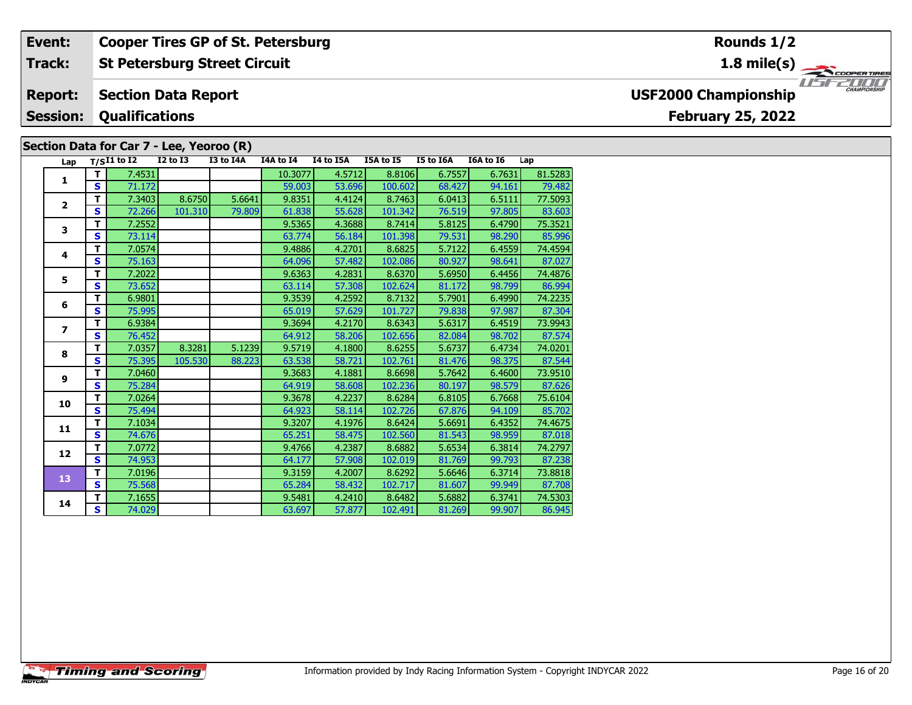| Event: | Cooper Tires GP of St. Petersburg | Rounds 1/2 |
|---|---|---|
| Track: | St Petersburg Street Circuit | 1.8 mile(s) |
| Report: | Section Data Report | USF2000 Championship |
| Session: | Qualifications | February 25, 2022 |

## Section Data for Car 7 - Lee, Yeoroo (R)

| Lap | T/S | I1 to I2 | I2 to I3 | I3 to I4A | I4A to I4 | I4 to I5A | I5A to I5 | I5 to I6A | I6A to I6 | Lap |
|---|---|---|---|---|---|---|---|---|---|---|
| 1 | T | 7.4531 | | | 10.3077 | 4.5712 | 8.8106 | 6.7557 | 6.7631 | 81.5283 |
| | S | 71.172 | | | 59.003 | 53.696 | 100.602 | 68.427 | 94.161 | 79.482 |
| 2 | T | 7.3403 | 8.6750 | 5.6641 | 9.8351 | 4.4124 | 8.7463 | 6.0413 | 6.5111 | 77.5093 |
| | S | 72.266 | 101.310 | 79.809 | 61.838 | 55.628 | 101.342 | 76.519 | 97.805 | 83.603 |
| 3 | T | 7.2552 | | | 9.5365 | 4.3688 | 8.7414 | 5.8125 | 6.4790 | 75.3521 |
| | S | 73.114 | | | 63.774 | 56.184 | 101.398 | 79.531 | 98.290 | 85.996 |
| 4 | T | 7.0574 | | | 9.4886 | 4.2701 | 8.6825 | 5.7122 | 6.4559 | 74.4594 |
| | S | 75.163 | | | 64.096 | 57.482 | 102.086 | 80.927 | 98.641 | 87.027 |
| 5 | T | 7.2022 | | | 9.6363 | 4.2831 | 8.6370 | 5.6950 | 6.4456 | 74.4876 |
| | S | 73.652 | | | 63.114 | 57.308 | 102.624 | 81.172 | 98.799 | 86.994 |
| 6 | T | 6.9801 | | | 9.3539 | 4.2592 | 8.7132 | 5.7901 | 6.4990 | 74.2235 |
| | S | 75.995 | | | 65.019 | 57.629 | 101.727 | 79.838 | 97.987 | 87.304 |
| 7 | T | 6.9384 | | | 9.3694 | 4.2170 | 8.6343 | 5.6317 | 6.4519 | 73.9943 |
| | S | 76.452 | | | 64.912 | 58.206 | 102.656 | 82.084 | 98.702 | 87.574 |
| 8 | T | 7.0357 | 8.3281 | 5.1239 | 9.5719 | 4.1800 | 8.6255 | 5.6737 | 6.4734 | 74.0201 |
| | S | 75.395 | 105.530 | 88.223 | 63.538 | 58.721 | 102.761 | 81.476 | 98.375 | 87.544 |
| 9 | T | 7.0460 | | | 9.3683 | 4.1881 | 8.6698 | 5.7642 | 6.4600 | 73.9510 |
| | S | 75.284 | | | 64.919 | 58.608 | 102.236 | 80.197 | 98.579 | 87.626 |
| 10 | T | 7.0264 | | | 9.3678 | 4.2237 | 8.6284 | 6.8105 | 6.7668 | 75.6104 |
| | S | 75.494 | | | 64.923 | 58.114 | 102.726 | 67.876 | 94.109 | 85.702 |
| 11 | T | 7.1034 | | | 9.3207 | 4.1976 | 8.6424 | 5.6691 | 6.4352 | 74.4675 |
| | S | 74.676 | | | 65.251 | 58.475 | 102.560 | 81.543 | 98.959 | 87.018 |
| 12 | T | 7.0772 | | | 9.4766 | 4.2387 | 8.6882 | 5.6534 | 6.3814 | 74.2797 |
| | S | 74.953 | | | 64.177 | 57.908 | 102.019 | 81.769 | 99.793 | 87.238 |
| 13 | T | 7.0196 | | | 9.3159 | 4.2007 | 8.6292 | 5.6646 | 6.3714 | 73.8818 |
| | S | 75.568 | | | 65.284 | 58.432 | 102.717 | 81.607 | 99.949 | 87.708 |
| 14 | T | 7.1655 | | | 9.5481 | 4.2410 | 8.6482 | 5.6882 | 6.3741 | 74.5303 |
| | S | 74.029 | | | 63.697 | 57.877 | 102.491 | 81.269 | 99.907 | 86.945 |

Information provided by Indy Racing Information System - Copyright INDYCAR 2022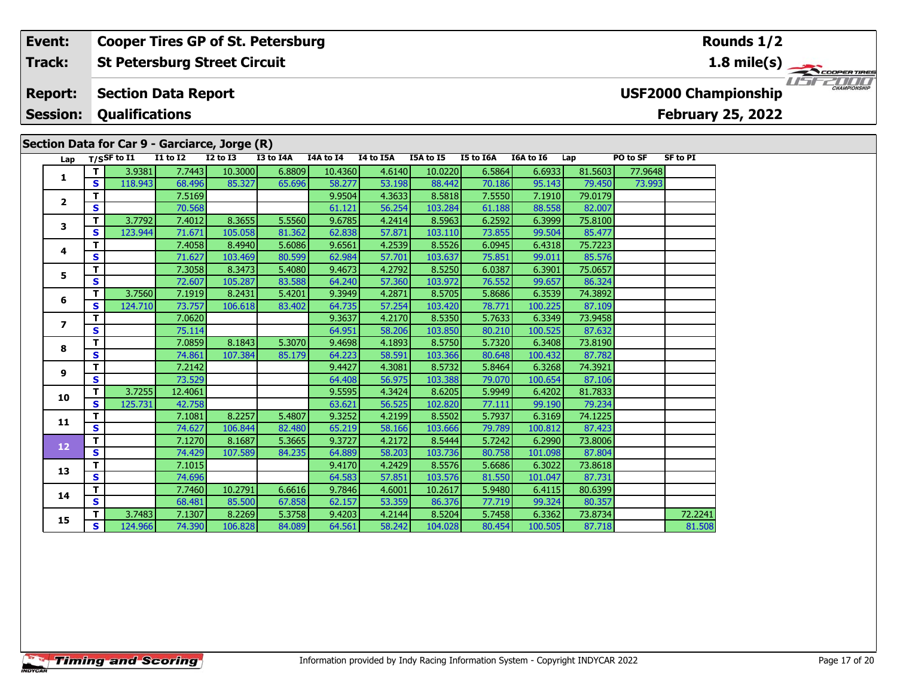| Event: | Cooper Tires GP of St. Petersburg | Rounds 1/2 |
|---|---|---|
| Track: | St Petersburg Street Circuit | 1.8 mile(s) |
| Report: | Section Data Report | USF2000 Championship |
| Session: | Qualifications | February 25, 2022 |

## Section Data for Car 9 - Garciarce, Jorge (R)

| Lap | T/S | SF to I1 | I1 to I2 | I2 to I3 | I3 to I4A | I4A to I4 | I4 to I5A | I5A to I5 | I5 to I6A | I6A to I6 | Lap | PO to SF | SF to PI |
|---|---|---|---|---|---|---|---|---|---|---|---|---|---|
| 1 | T | 3.9381 | 7.7443 | 10.3000 | 6.8809 | 10.4360 | 4.6140 | 10.0220 | 6.5864 | 6.6933 | 81.5603 | 77.9648 | |
| | S | 118.943 | 68.496 | 85.327 | 65.696 | 58.277 | 53.198 | 88.442 | 70.186 | 95.143 | 79.450 | 73.993 | |
| 2 | T | | 7.5169 | | | 9.9504 | 4.3633 | 8.5818 | 7.5550 | 7.1910 | 79.0179 | | |
| | S | | 70.568 | | | 61.121 | 56.254 | 103.284 | 61.188 | 88.558 | 82.007 | | |
| 3 | T | 3.7792 | 7.4012 | 8.3655 | 5.5560 | 9.6785 | 4.2414 | 8.5963 | 6.2592 | 6.3999 | 75.8100 | | |
| | S | 123.944 | 71.671 | 105.058 | 81.362 | 62.838 | 57.871 | 103.110 | 73.855 | 99.504 | 85.477 | | |
| 4 | T | | 7.4058 | 8.4940 | 5.6086 | 9.6561 | 4.2539 | 8.5526 | 6.0945 | 6.4318 | 75.7223 | | |
| | S | | 71.627 | 103.469 | 80.599 | 62.984 | 57.701 | 103.637 | 75.851 | 99.011 | 85.576 | | |
| 5 | T | | 7.3058 | 8.3473 | 5.4080 | 9.4673 | 4.2792 | 8.5250 | 6.0387 | 6.3901 | 75.0657 | | |
| | S | | 72.607 | 105.287 | 83.588 | 64.240 | 57.360 | 103.972 | 76.552 | 99.657 | 86.324 | | |
| 6 | T | 3.7560 | 7.1919 | 8.2431 | 5.4201 | 9.3949 | 4.2871 | 8.5705 | 5.8686 | 6.3539 | 74.3892 | | |
| | S | 124.710 | 73.757 | 106.618 | 83.402 | 64.735 | 57.254 | 103.420 | 78.771 | 100.225 | 87.109 | | |
| 7 | T | | 7.0620 | | | 9.3637 | 4.2170 | 8.5350 | 5.7633 | 6.3349 | 73.9458 | | |
| | S | | 75.114 | | | 64.951 | 58.206 | 103.850 | 80.210 | 100.525 | 87.632 | | |
| 8 | T | | 7.0859 | 8.1843 | 5.3070 | 9.4698 | 4.1893 | 8.5750 | 5.7320 | 6.3408 | 73.8190 | | |
| | S | | 74.861 | 107.384 | 85.179 | 64.223 | 58.591 | 103.366 | 80.648 | 100.432 | 87.782 | | |
| 9 | T | | 7.2142 | | | 9.4427 | 4.3081 | 8.5732 | 5.8464 | 6.3268 | 74.3921 | | |
| | S | | 73.529 | | | 64.408 | 56.975 | 103.388 | 79.070 | 100.654 | 87.106 | | |
| 10 | T | 3.7255 | 12.4061 | | | 9.5595 | 4.3424 | 8.6205 | 5.9949 | 6.4202 | 81.7833 | | |
| | S | 125.731 | 42.758 | | | 63.621 | 56.525 | 102.820 | 77.111 | 99.190 | 79.234 | | |
| 11 | T | | 7.1081 | 8.2257 | 5.4807 | 9.3252 | 4.2199 | 8.5502 | 5.7937 | 6.3169 | 74.1225 | | |
| | S | | 74.627 | 106.844 | 82.480 | 65.219 | 58.166 | 103.666 | 79.789 | 100.812 | 87.423 | | |
| 12 | T | | 7.1270 | 8.1687 | 5.3665 | 9.3727 | 4.2172 | 8.5444 | 5.7242 | 6.2990 | 73.8006 | | |
| | S | | 74.429 | 107.589 | 84.235 | 64.889 | 58.203 | 103.736 | 80.758 | 101.098 | 87.804 | | |
| 13 | T | | 7.1015 | | | 9.4170 | 4.2429 | 8.5576 | 5.6686 | 6.3022 | 73.8618 | | |
| | S | | 74.696 | | | 64.583 | 57.851 | 103.576 | 81.550 | 101.047 | 87.731 | | |
| 14 | T | | 7.7460 | 10.2791 | 6.6616 | 9.7846 | 4.6001 | 10.2617 | 5.9480 | 6.4115 | 80.6399 | | |
| | S | | 68.481 | 85.500 | 67.858 | 62.157 | 53.359 | 86.376 | 77.719 | 99.324 | 80.357 | | |
| 15 | T | 3.7483 | 7.1307 | 8.2269 | 5.3758 | 9.4203 | 4.2144 | 8.5204 | 5.7458 | 6.3362 | 73.8734 | | 72.2241 |
| | S | 124.966 | 74.390 | 106.828 | 84.089 | 64.561 | 58.242 | 104.028 | 80.454 | 100.505 | 87.718 | | 81.508 |

Information provided by Indy Racing Information System - Copyright INDYCAR 2022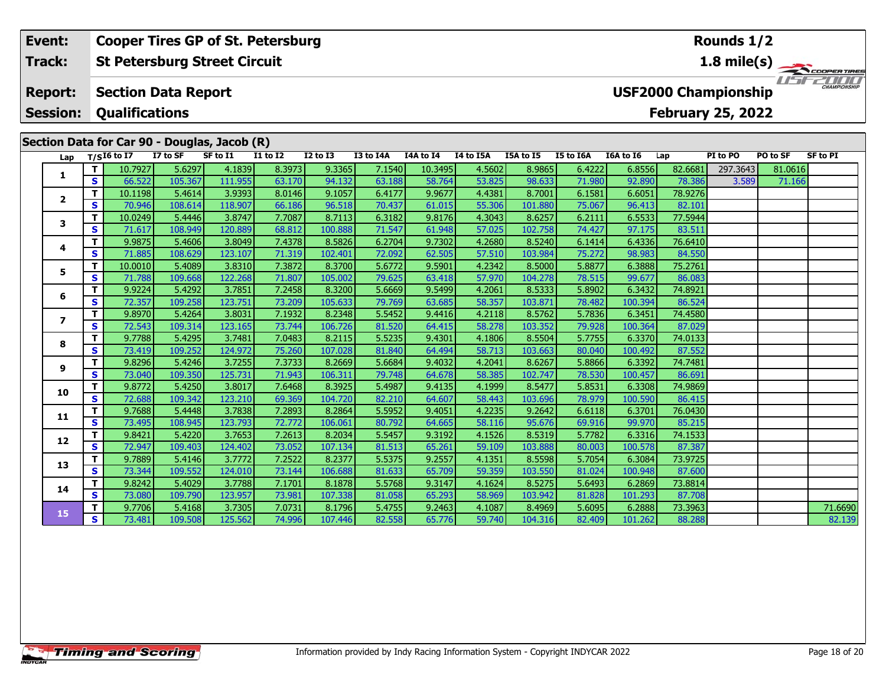| Event: | Cooper Tires GP of St. Petersburg | Rounds 1/2 |
|---|---|---|
| Track: | St Petersburg Street Circuit | 1.8 mile(s) |
| Report: | Section Data Report | USF2000 Championship |
| Session: | Qualifications | February 25, 2022 |

## Section Data for Car 90 - Douglas, Jacob (R)

| Lap | T/S | I6 to I7 | I7 to SF | SF to I1 | I1 to I2 | I2 to I3 | I3 to I4A | I4A to I4 | I4 to I5A | I5A to I5 | I5 to I6A | I6A to I6 | Lap | PI to PO | PO to SF | SF to PI |
|---|---|---|---|---|---|---|---|---|---|---|---|---|---|---|---|---|
| 1 | T | 10.7927 | 5.6297 | 4.1839 | 8.3973 | 9.3365 | 7.1540 | 10.3495 | 4.5602 | 8.9865 | 6.4222 | 6.8556 | 82.6681 | 297.3643 | 81.0616 | |
| | S | 66.522 | 105.367 | 111.955 | 63.170 | 94.132 | 63.188 | 58.764 | 53.825 | 98.633 | 71.980 | 92.890 | 78.386 | 3.589 | 71.166 | |
| 2 | T | 10.1198 | 5.4614 | 3.9393 | 8.0146 | 9.1057 | 6.4177 | 9.9677 | 4.4381 | 8.7001 | 6.1581 | 6.6051 | 78.9276 | | | |
| | S | 70.946 | 108.614 | 118.907 | 66.186 | 96.518 | 70.437 | 61.015 | 55.306 | 101.880 | 75.067 | 96.413 | 82.101 | | | |
| 3 | T | 10.0249 | 5.4446 | 3.8747 | 7.7087 | 8.7113 | 6.3182 | 9.8176 | 4.3043 | 8.6257 | 6.2111 | 6.5533 | 77.5944 | | | |
| | S | 71.617 | 108.949 | 120.889 | 68.812 | 100.888 | 71.547 | 61.948 | 57.025 | 102.758 | 74.427 | 97.175 | 83.511 | | | |
| 4 | T | 9.9875 | 5.4606 | 3.8049 | 7.4378 | 8.5826 | 6.2704 | 9.7302 | 4.2680 | 8.5240 | 6.1414 | 6.4336 | 76.6410 | | | |
| | S | 71.885 | 108.629 | 123.107 | 71.319 | 102.401 | 72.092 | 62.505 | 57.510 | 103.984 | 75.272 | 98.983 | 84.550 | | | |
| 5 | T | 10.0010 | 5.4089 | 3.8310 | 7.3872 | 8.3700 | 5.6772 | 9.5901 | 4.2342 | 8.5000 | 5.8877 | 6.3888 | 75.2761 | | | |
| | S | 71.788 | 109.668 | 122.268 | 71.807 | 105.002 | 79.625 | 63.418 | 57.970 | 104.278 | 78.515 | 99.677 | 86.083 | | | |
| 6 | T | 9.9224 | 5.4292 | 3.7851 | 7.2458 | 8.3200 | 5.6669 | 9.5499 | 4.2061 | 8.5333 | 5.8902 | 6.3432 | 74.8921 | | | |
| | S | 72.357 | 109.258 | 123.751 | 73.209 | 105.633 | 79.769 | 63.685 | 58.357 | 103.871 | 78.482 | 100.394 | 86.524 | | | |
| 7 | T | 9.8970 | 5.4264 | 3.8031 | 7.1932 | 8.2348 | 5.5452 | 9.4416 | 4.2118 | 8.5762 | 5.7836 | 6.3451 | 74.4580 | | | |
| | S | 72.543 | 109.314 | 123.165 | 73.744 | 106.726 | 81.520 | 64.415 | 58.278 | 103.352 | 79.928 | 100.364 | 87.029 | | | |
| 8 | T | 9.7788 | 5.4295 | 3.7481 | 7.0483 | 8.2115 | 5.5235 | 9.4301 | 4.1806 | 8.5504 | 5.7755 | 6.3370 | 74.0133 | | | |
| | S | 73.419 | 109.252 | 124.972 | 75.260 | 107.028 | 81.840 | 64.494 | 58.713 | 103.663 | 80.040 | 100.492 | 87.552 | | | |
| 9 | T | 9.8296 | 5.4246 | 3.7255 | 7.3733 | 8.2669 | 5.6684 | 9.4032 | 4.2041 | 8.6267 | 5.8866 | 6.3392 | 74.7481 | | | |
| | S | 73.040 | 109.350 | 125.731 | 71.943 | 106.311 | 79.748 | 64.678 | 58.385 | 102.747 | 78.530 | 100.457 | 86.691 | | | |
| 10 | T | 9.8772 | 5.4250 | 3.8017 | 7.6468 | 8.3925 | 5.4987 | 9.4135 | 4.1999 | 8.5477 | 5.8531 | 6.3308 | 74.9869 | | | |
| | S | 72.688 | 109.342 | 123.210 | 69.369 | 104.720 | 82.210 | 64.607 | 58.443 | 103.696 | 78.979 | 100.590 | 86.415 | | | |
| 11 | T | 9.7688 | 5.4448 | 3.7838 | 7.2893 | 8.2864 | 5.5952 | 9.4051 | 4.2235 | 9.2642 | 6.6118 | 6.3701 | 76.0430 | | | |
| | S | 73.495 | 108.945 | 123.793 | 72.772 | 106.061 | 80.792 | 64.665 | 58.116 | 95.676 | 69.916 | 99.970 | 85.215 | | | |
| 12 | T | 9.8421 | 5.4220 | 3.7653 | 7.2613 | 8.2034 | 5.5457 | 9.3192 | 4.1526 | 8.5319 | 5.7782 | 6.3316 | 74.1533 | | | |
| | S | 72.947 | 109.403 | 124.402 | 73.052 | 107.134 | 81.513 | 65.261 | 59.109 | 103.888 | 80.003 | 100.578 | 87.387 | | | |
| 13 | T | 9.7889 | 5.4146 | 3.7772 | 7.2522 | 8.2377 | 5.5375 | 9.2557 | 4.1351 | 8.5598 | 5.7054 | 6.3084 | 73.9725 | | | |
| | S | 73.344 | 109.552 | 124.010 | 73.144 | 106.688 | 81.633 | 65.709 | 59.359 | 103.550 | 81.024 | 100.948 | 87.600 | | | |
| 14 | T | 9.8242 | 5.4029 | 3.7788 | 7.1701 | 8.1878 | 5.5768 | 9.3147 | 4.1624 | 8.5275 | 5.6493 | 6.2869 | 73.8814 | | | |
| | S | 73.080 | 109.790 | 123.957 | 73.981 | 107.338 | 81.058 | 65.293 | 58.969 | 103.942 | 81.828 | 101.293 | 87.708 | | | |
| 15 | T | 9.7706 | 5.4168 | 3.7305 | 7.0731 | 8.1796 | 5.4755 | 9.2463 | 4.1087 | 8.4969 | 5.6095 | 6.2888 | 73.3963 | | | 71.6690 |
| | S | 73.481 | 109.508 | 125.562 | 74.996 | 107.446 | 82.558 | 65.776 | 59.740 | 104.316 | 82.409 | 101.262 | 88.288 | | | 82.139 |

Information provided by Indy Racing Information System - Copyright INDYCAR 2022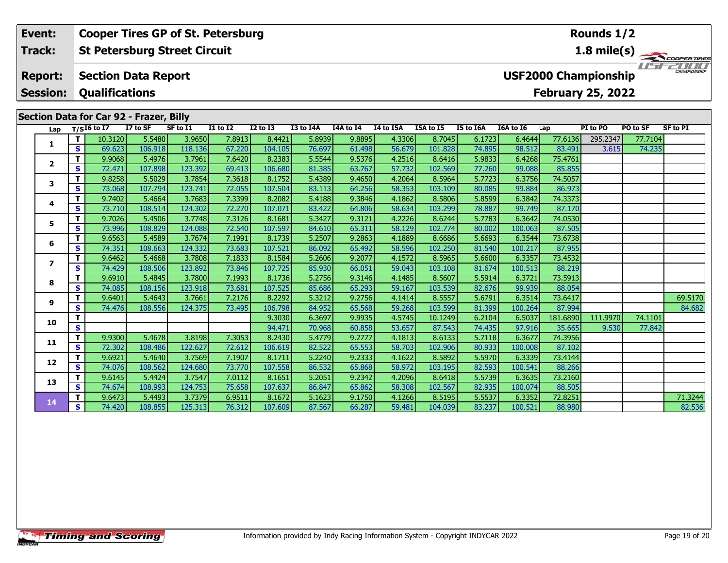| Event: | Cooper Tires GP of St. Petersburg | Rounds 1/2 |
|---|---|---|
| Track: | St Petersburg Street Circuit | 1.8 mile(s) |
| Report: | Section Data Report | USF2000 Championship |
| Session: | Qualifications | February 25, 2022 |

## Section Data for Car 92 - Frazer, Billy

| Lap | T/S | I6 to I7 | I7 to SF | SF to I1 | I1 to I2 | I2 to I3 | I3 to I4A | I4A to I4 | I4 to I5A | I5A to I5 | I5 to I6A | I6A to I6 | Lap | PI to PO | PO to SF | SF to PI |
|---|---|---|---|---|---|---|---|---|---|---|---|---|---|---|---|---|
| 1 | T | 10.3120 | 5.5480 | 3.9650 | 7.8913 | 8.4421 | 5.8939 | 9.8895 | 4.3306 | 8.7045 | 6.1723 | 6.4644 | 77.6136 | 295.2347 | 77.7104 | |
| | S | 69.623 | 106.918 | 118.136 | 67.220 | 104.105 | 76.697 | 61.498 | 56.679 | 101.828 | 74.895 | 98.512 | 83.491 | 3.615 | 74.235 | |
| 2 | T | 9.9068 | 5.4976 | 3.7961 | 7.6420 | 8.2383 | 5.5544 | 9.5376 | 4.2516 | 8.6416 | 5.9833 | 6.4268 | 75.4761 | | | |
| | S | 72.471 | 107.898 | 123.392 | 69.413 | 106.680 | 81.385 | 63.767 | 57.732 | 102.569 | 77.260 | 99.088 | 85.855 | | | |
| 3 | T | 9.8258 | 5.5029 | 3.7854 | 7.3618 | 8.1752 | 5.4389 | 9.4650 | 4.2064 | 8.5964 | 5.7723 | 6.3756 | 74.5057 | | | |
| | S | 73.068 | 107.794 | 123.741 | 72.055 | 107.504 | 83.113 | 64.256 | 58.353 | 103.109 | 80.085 | 99.884 | 86.973 | | | |
| 4 | T | 9.7402 | 5.4664 | 3.7683 | 7.3399 | 8.2082 | 5.4188 | 9.3846 | 4.1862 | 8.5806 | 5.8599 | 6.3842 | 74.3373 | | | |
| | S | 73.710 | 108.514 | 124.302 | 72.270 | 107.071 | 83.422 | 64.806 | 58.634 | 103.299 | 78.887 | 99.749 | 87.170 | | | |
| 5 | T | 9.7026 | 5.4506 | 3.7748 | 7.3126 | 8.1681 | 5.3427 | 9.3121 | 4.2226 | 8.6244 | 5.7783 | 6.3642 | 74.0530 | | | |
| | S | 73.996 | 108.829 | 124.088 | 72.540 | 107.597 | 84.610 | 65.311 | 58.129 | 102.774 | 80.002 | 100.063 | 87.505 | | | |
| 6 | T | 9.6563 | 5.4589 | 3.7674 | 7.1991 | 8.1739 | 5.2507 | 9.2863 | 4.1889 | 8.6686 | 5.6693 | 6.3544 | 73.6738 | | | |
| | S | 74.351 | 108.663 | 124.332 | 73.683 | 107.521 | 86.092 | 65.492 | 58.596 | 102.250 | 81.540 | 100.217 | 87.955 | | | |
| 7 | T | 9.6462 | 5.4668 | 3.7808 | 7.1833 | 8.1584 | 5.2606 | 9.2077 | 4.1572 | 8.5965 | 5.6600 | 6.3357 | 73.4532 | | | |
| | S | 74.429 | 108.506 | 123.892 | 73.846 | 107.725 | 85.930 | 66.051 | 59.043 | 103.108 | 81.674 | 100.513 | 88.219 | | | |
| 8 | T | 9.6910 | 5.4845 | 3.7800 | 7.1993 | 8.1736 | 5.2756 | 9.3146 | 4.1485 | 8.5607 | 5.5914 | 6.3721 | 73.5913 | | | |
| | S | 74.085 | 108.156 | 123.918 | 73.681 | 107.525 | 85.686 | 65.293 | 59.167 | 103.539 | 82.676 | 99.939 | 88.054 | | | |
| 9 | T | 9.6401 | 5.4643 | 3.7661 | 7.2176 | 8.2292 | 5.3212 | 9.2756 | 4.1414 | 8.5557 | 5.6791 | 6.3514 | 73.6417 | | | 69.5170 |
| | S | 74.476 | 108.556 | 124.375 | 73.495 | 106.798 | 84.952 | 65.568 | 59.268 | 103.599 | 81.399 | 100.264 | 87.994 | | | 84.682 |
| 10 | T | | | | | 9.3030 | 6.3697 | 9.9935 | 4.5745 | 10.1249 | 6.2104 | 6.5037 | 181.6890 | 111.9970 | 74.1101 | |
| | S | | | | | 94.471 | 70.968 | 60.858 | 53.657 | 87.543 | 74.435 | 97.916 | 35.665 | 9.530 | 77.842 | |
| 11 | T | 9.9300 | 5.4678 | 3.8198 | 7.3053 | 8.2430 | 5.4779 | 9.2777 | 4.1813 | 8.6133 | 5.7118 | 6.3677 | 74.3956 | | | |
| | S | 72.302 | 108.486 | 122.627 | 72.612 | 106.619 | 82.522 | 65.553 | 58.703 | 102.906 | 80.933 | 100.008 | 87.102 | | | |
| 12 | T | 9.6921 | 5.4640 | 3.7569 | 7.1907 | 8.1711 | 5.2240 | 9.2333 | 4.1622 | 8.5892 | 5.5970 | 6.3339 | 73.4144 | | | |
| | S | 74.076 | 108.562 | 124.680 | 73.770 | 107.558 | 86.532 | 65.868 | 58.972 | 103.195 | 82.593 | 100.541 | 88.266 | | | |
| 13 | T | 9.6145 | 5.4424 | 3.7547 | 7.0112 | 8.1651 | 5.2051 | 9.2342 | 4.2096 | 8.6418 | 5.5739 | 6.3635 | 73.2160 | | | |
| | S | 74.674 | 108.993 | 124.753 | 75.658 | 107.637 | 86.847 | 65.862 | 58.308 | 102.567 | 82.935 | 100.074 | 88.505 | | | |
| 14 | T | 9.6473 | 5.4493 | 3.7379 | 6.9511 | 8.1672 | 5.1623 | 9.1750 | 4.1266 | 8.5195 | 5.5537 | 6.3352 | 72.8251 | | | 71.3244 |
| | S | 74.420 | 108.855 | 125.313 | 76.312 | 107.609 | 87.567 | 66.287 | 59.481 | 104.039 | 83.237 | 100.521 | 88.980 | | | 82.536 |

Information provided by Indy Racing Information System - Copyright INDYCAR 2022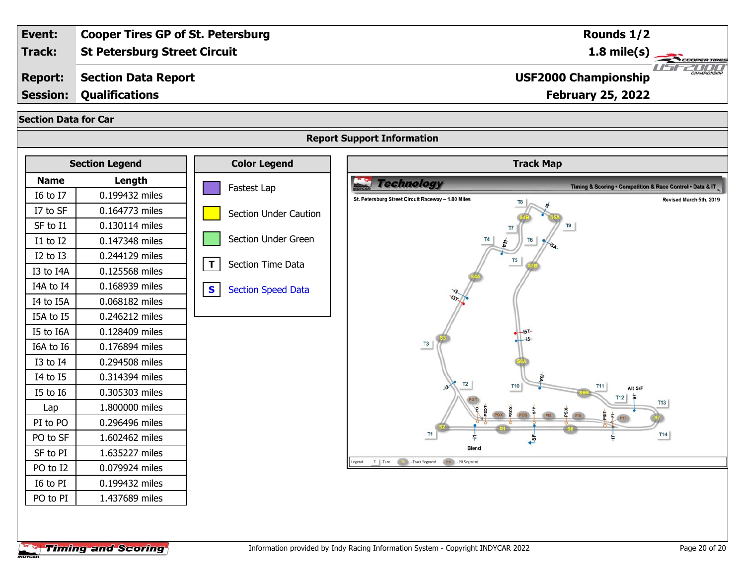| | | | |
|---|---|---|---|
| **Event:** | **Cooper Tires GP of St. Petersburg** | **Rounds 1/2** | |
| **Track:** | **St Petersburg Street Circuit** | **1.8 mile(s)** | |
| **Report:** | **Section Data Report** | **USF2000 Championship** | |
| **Session:** | **Qualifications** | **February 25, 2022** | |

## Section Data for Car

### Report Support Information

**Section Legend**

| Name | Length |
|---|---|
| I6 to I7 | 0.199432 miles |
| I7 to SF | 0.164773 miles |
| SF to I1 | 0.130114 miles |
| I1 to I2 | 0.147348 miles |
| I2 to I3 | 0.244129 miles |
| I3 to I4A | 0.125568 miles |
| I4A to I4 | 0.168939 miles |
| I4 to I5A | 0.068182 miles |
| I5A to I5 | 0.246212 miles |
| I5 to I6A | 0.128409 miles |
| I6A to I6 | 0.176894 miles |
| I3 to I4 | 0.294508 miles |
| I4 to I5 | 0.314394 miles |
| I5 to I6 | 0.305303 miles |
| Lap | 1.800000 miles |
| PI to PO | 0.296496 miles |
| PO to SF | 1.602462 miles |
| SF to PI | 1.635227 miles |
| PO to I2 | 0.079924 miles |
| I6 to PI | 0.199432 miles |
| PO to PI | 1.437689 miles |

**Color Legend**

- Fastest Lap
- Section Under Caution
- Section Under Green
- T — Section Time Data
- S — Section Speed Data

**Track Map**

Technology — Timing & Scoring • Competition & Race Control • Data & IT

St. Petersburg Street Circuit Raceway – 1.80 Miles

Revised March 5th, 2019

T1 T2 T3 T4 T5 T6 T7 T8 T9 T10 T11 T12 T13 T14

S1 S2 S3 S4A S4B S5A S5B S6A S6B S7 S8

I1 I2 I3 I3T I4 I4A I5 I5T I5A I6 I6A I7 SF PI PO PSOT PSOX PSIX PSIT SFP

POT POX POS PIS PIX PIT

Alt S/F

Blend

Legend: T - Turn, T1 - Track Segment, PS - Pit Segment

Information provided by Indy Racing Information System - Copyright INDYCAR 2022